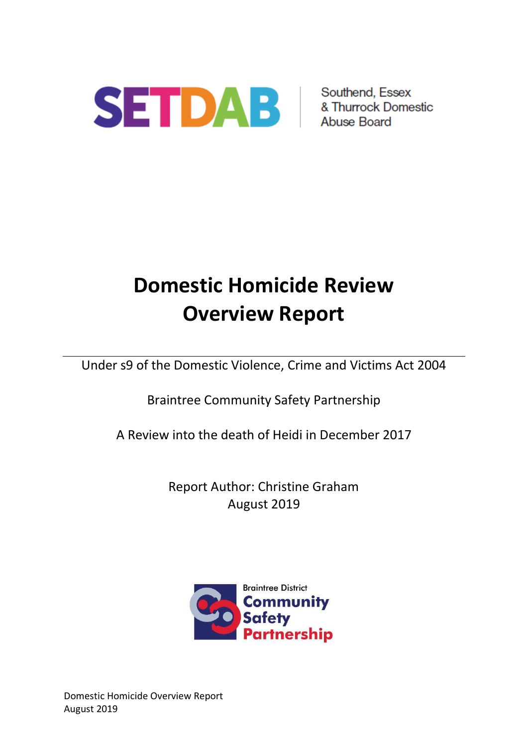SETDAB | Southend, Essex & Thurrock Domestic Abuse Board

# Domestic Homicide Review Overview Report

Under s9 of the Domestic Violence, Crime and Victims Act 2004

Braintree Community Safety Partnership

A Review into the death of Heidi in December 2017

Report Author: Christine Graham
August 2019

Braintree District Community Safety Partnership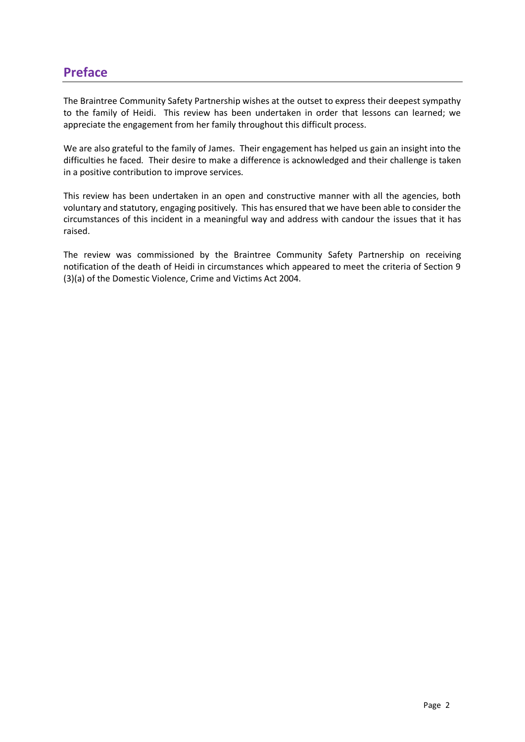## Preface

The Braintree Community Safety Partnership wishes at the outset to express their deepest sympathy to the family of Heidi. This review has been undertaken in order that lessons can learned; we appreciate the engagement from her family throughout this difficult process.

We are also grateful to the family of James. Their engagement has helped us gain an insight into the difficulties he faced. Their desire to make a difference is acknowledged and their challenge is taken in a positive contribution to improve services.

This review has been undertaken in an open and constructive manner with all the agencies, both voluntary and statutory, engaging positively. This has ensured that we have been able to consider the circumstances of this incident in a meaningful way and address with candour the issues that it has raised.

The review was commissioned by the Braintree Community Safety Partnership on receiving notification of the death of Heidi in circumstances which appeared to meet the criteria of Section 9 (3)(a) of the Domestic Violence, Crime and Victims Act 2004.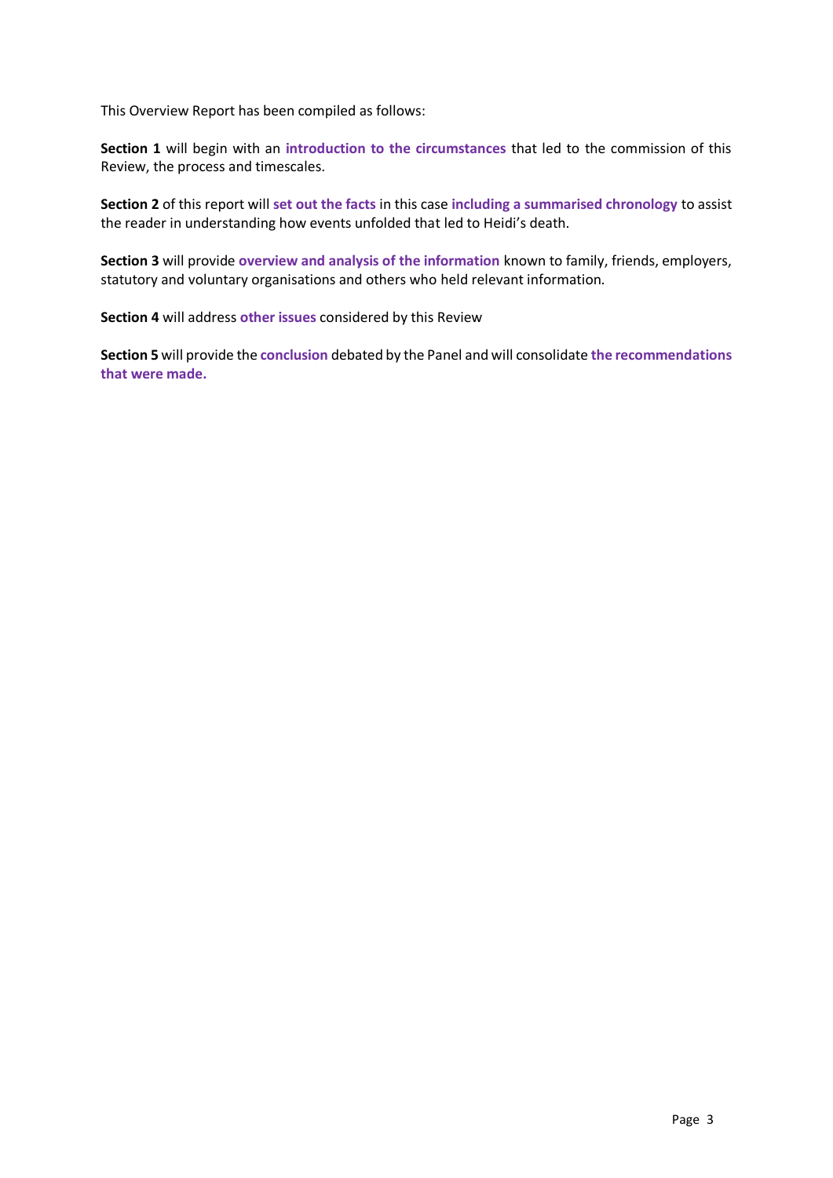This Overview Report has been compiled as follows:

**Section 1** will begin with an **introduction to the circumstances** that led to the commission of this Review, the process and timescales.

**Section 2** of this report will **set out the facts** in this case **including a summarised chronology** to assist the reader in understanding how events unfolded that led to Heidi's death.

**Section 3** will provide **overview and analysis of the information** known to family, friends, employers, statutory and voluntary organisations and others who held relevant information.

**Section 4** will address **other issues** considered by this Review

**Section 5** will provide the **conclusion** debated by the Panel and will consolidate **the recommendations that were made.**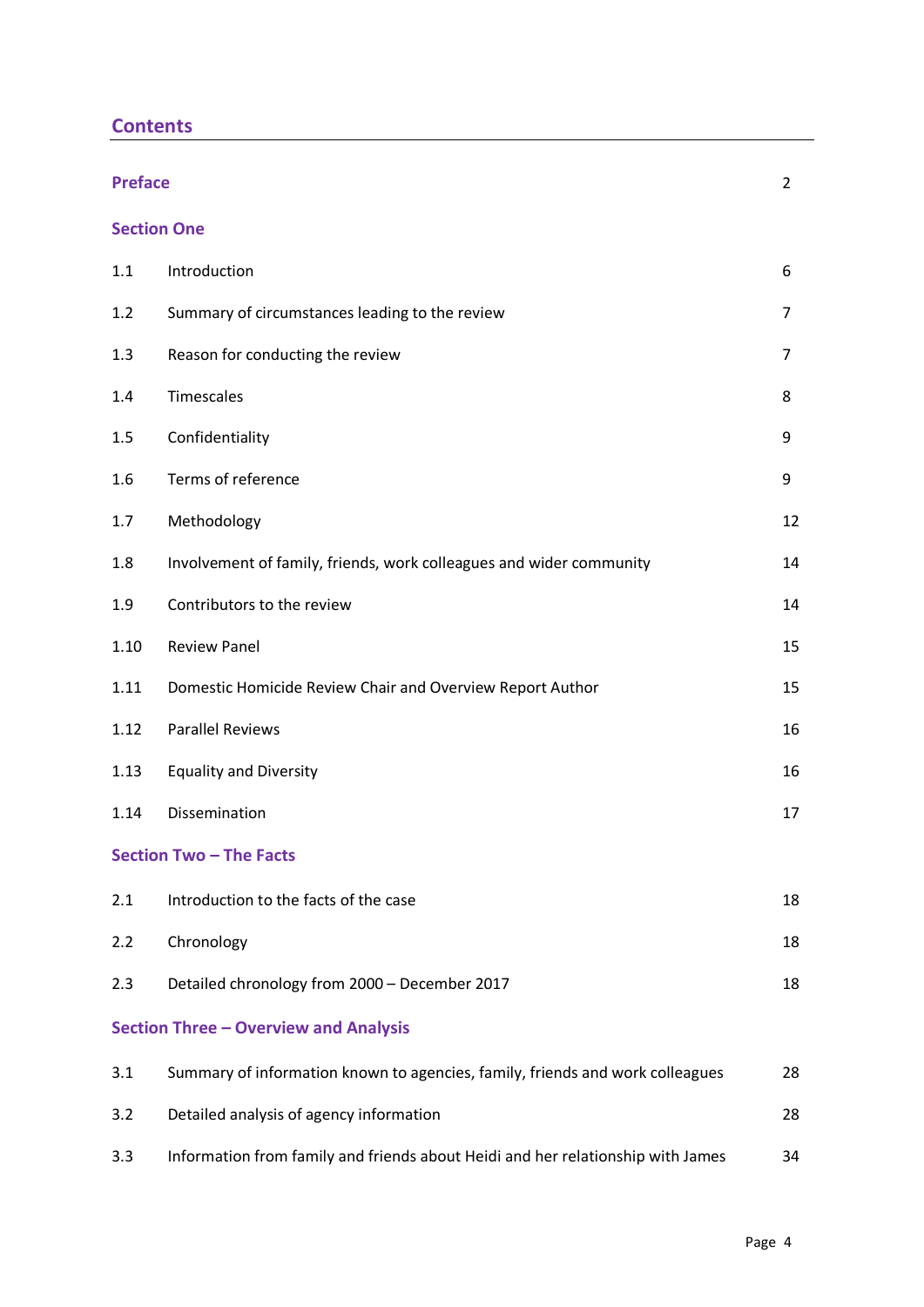## Contents

**Preface** 2

**Section One**

| | | |
|---|---|---|
| 1.1 | Introduction | 6 |
| 1.2 | Summary of circumstances leading to the review | 7 |
| 1.3 | Reason for conducting the review | 7 |
| 1.4 | Timescales | 8 |
| 1.5 | Confidentiality | 9 |
| 1.6 | Terms of reference | 9 |
| 1.7 | Methodology | 12 |
| 1.8 | Involvement of family, friends, work colleagues and wider community | 14 |
| 1.9 | Contributors to the review | 14 |
| 1.10 | Review Panel | 15 |
| 1.11 | Domestic Homicide Review Chair and Overview Report Author | 15 |
| 1.12 | Parallel Reviews | 16 |
| 1.13 | Equality and Diversity | 16 |
| 1.14 | Dissemination | 17 |

**Section Two – The Facts**

| | | |
|---|---|---|
| 2.1 | Introduction to the facts of the case | 18 |
| 2.2 | Chronology | 18 |
| 2.3 | Detailed chronology from 2000 – December 2017 | 18 |

**Section Three – Overview and Analysis**

| | | |
|---|---|---|
| 3.1 | Summary of information known to agencies, family, friends and work colleagues | 28 |
| 3.2 | Detailed analysis of agency information | 28 |
| 3.3 | Information from family and friends about Heidi and her relationship with James | 34 |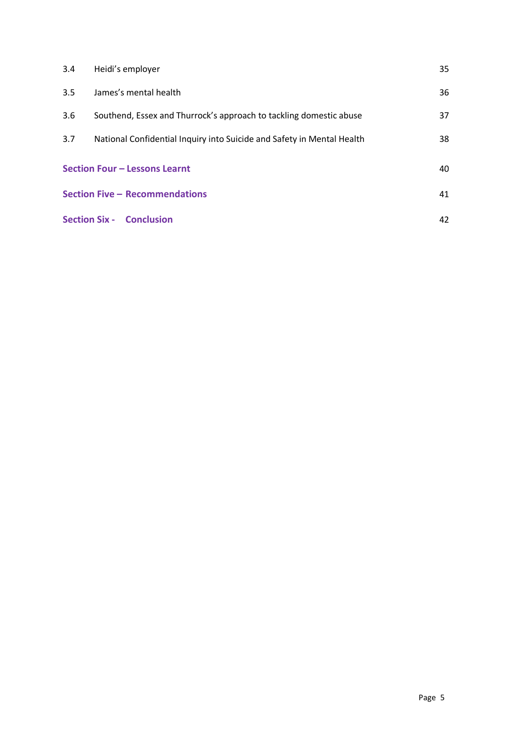| | | |
|---|---|---|
| 3.4 | Heidi’s employer | 35 |
| 3.5 | James’s mental health | 36 |
| 3.6 | Southend, Essex and Thurrock’s approach to tackling domestic abuse | 37 |
| 3.7 | National Confidential Inquiry into Suicide and Safety in Mental Health | 38 |
| **Section Four – Lessons Learnt** | | 40 |
| **Section Five – Recommendations** | | 41 |
| **Section Six - Conclusion** | | 42 |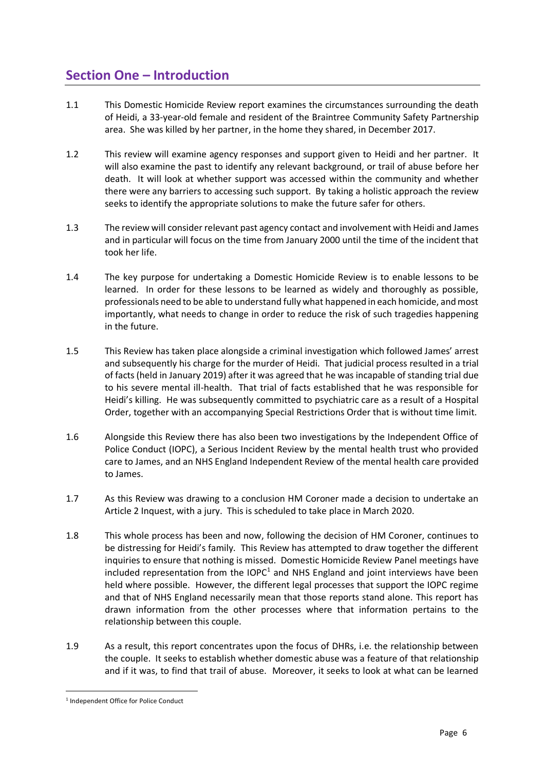## Section One – Introduction

1.1 This Domestic Homicide Review report examines the circumstances surrounding the death of Heidi, a 33-year-old female and resident of the Braintree Community Safety Partnership area. She was killed by her partner, in the home they shared, in December 2017.

1.2 This review will examine agency responses and support given to Heidi and her partner. It will also examine the past to identify any relevant background, or trail of abuse before her death. It will look at whether support was accessed within the community and whether there were any barriers to accessing such support. By taking a holistic approach the review seeks to identify the appropriate solutions to make the future safer for others.

1.3 The review will consider relevant past agency contact and involvement with Heidi and James and in particular will focus on the time from January 2000 until the time of the incident that took her life.

1.4 The key purpose for undertaking a Domestic Homicide Review is to enable lessons to be learned. In order for these lessons to be learned as widely and thoroughly as possible, professionals need to be able to understand fully what happened in each homicide, and most importantly, what needs to change in order to reduce the risk of such tragedies happening in the future.

1.5 This Review has taken place alongside a criminal investigation which followed James' arrest and subsequently his charge for the murder of Heidi. That judicial process resulted in a trial of facts (held in January 2019) after it was agreed that he was incapable of standing trial due to his severe mental ill-health. That trial of facts established that he was responsible for Heidi's killing. He was subsequently committed to psychiatric care as a result of a Hospital Order, together with an accompanying Special Restrictions Order that is without time limit.

1.6 Alongside this Review there has also been two investigations by the Independent Office of Police Conduct (IOPC), a Serious Incident Review by the mental health trust who provided care to James, and an NHS England Independent Review of the mental health care provided to James.

1.7 As this Review was drawing to a conclusion HM Coroner made a decision to undertake an Article 2 Inquest, with a jury. This is scheduled to take place in March 2020.

1.8 This whole process has been and now, following the decision of HM Coroner, continues to be distressing for Heidi's family. This Review has attempted to draw together the different inquiries to ensure that nothing is missed. Domestic Homicide Review Panel meetings have included representation from the IOPC[1] and NHS England and joint interviews have been held where possible. However, the different legal processes that support the IOPC regime and that of NHS England necessarily mean that those reports stand alone. This report has drawn information from the other processes where that information pertains to the relationship between this couple.

1.9 As a result, this report concentrates upon the focus of DHRs, i.e. the relationship between the couple. It seeks to establish whether domestic abuse was a feature of that relationship and if it was, to find that trail of abuse. Moreover, it seeks to look at what can be learned

[1] Independent Office for Police Conduct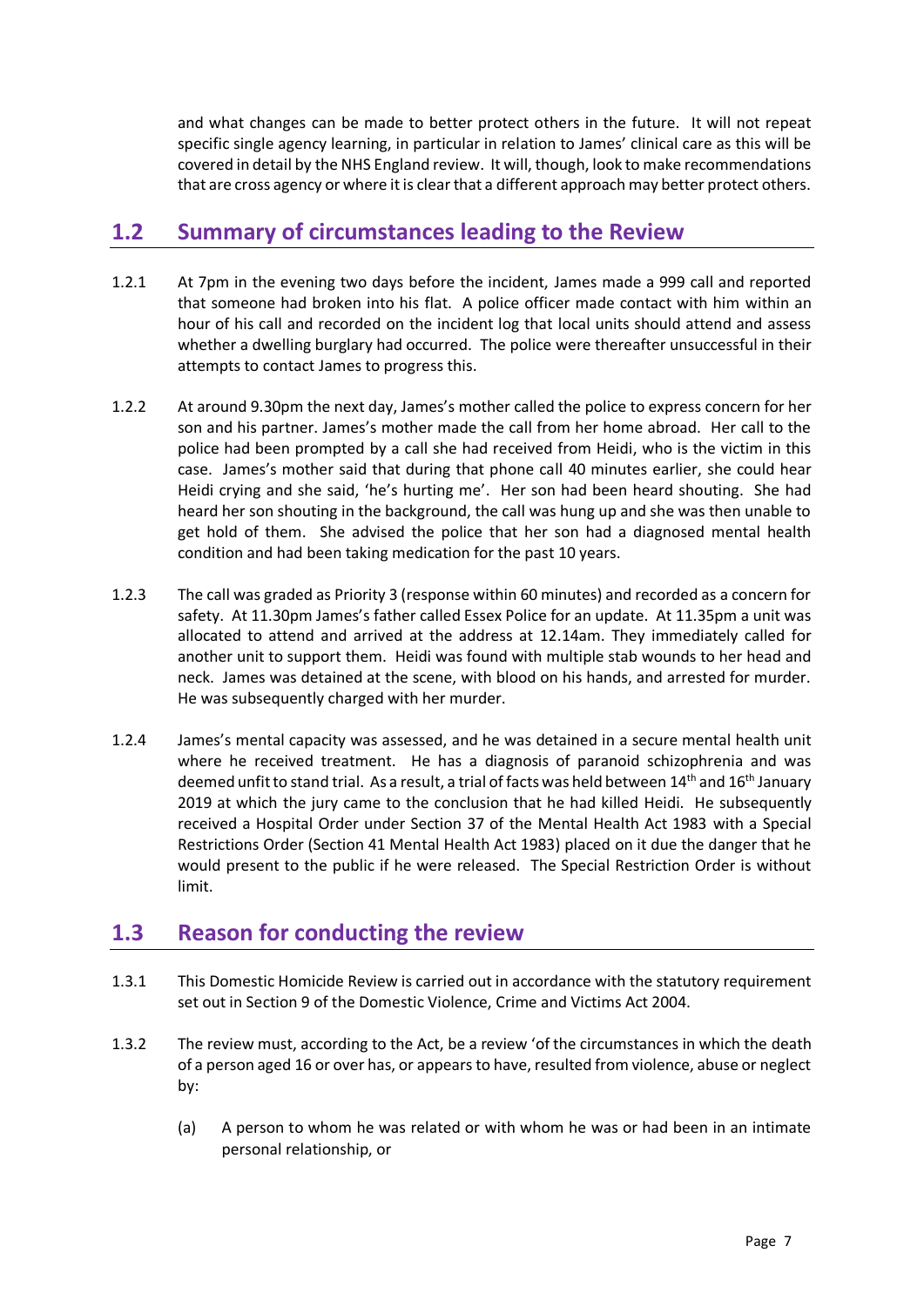and what changes can be made to better protect others in the future. It will not repeat specific single agency learning, in particular in relation to James' clinical care as this will be covered in detail by the NHS England review. It will, though, look to make recommendations that are cross agency or where it is clear that a different approach may better protect others.

## 1.2 Summary of circumstances leading to the Review

1.2.1 At 7pm in the evening two days before the incident, James made a 999 call and reported that someone had broken into his flat. A police officer made contact with him within an hour of his call and recorded on the incident log that local units should attend and assess whether a dwelling burglary had occurred. The police were thereafter unsuccessful in their attempts to contact James to progress this.

1.2.2 At around 9.30pm the next day, James's mother called the police to express concern for her son and his partner. James's mother made the call from her home abroad. Her call to the police had been prompted by a call she had received from Heidi, who is the victim in this case. James's mother said that during that phone call 40 minutes earlier, she could hear Heidi crying and she said, 'he's hurting me'. Her son had been heard shouting. She had heard her son shouting in the background, the call was hung up and she was then unable to get hold of them. She advised the police that her son had a diagnosed mental health condition and had been taking medication for the past 10 years.

1.2.3 The call was graded as Priority 3 (response within 60 minutes) and recorded as a concern for safety. At 11.30pm James's father called Essex Police for an update. At 11.35pm a unit was allocated to attend and arrived at the address at 12.14am. They immediately called for another unit to support them. Heidi was found with multiple stab wounds to her head and neck. James was detained at the scene, with blood on his hands, and arrested for murder. He was subsequently charged with her murder.

1.2.4 James's mental capacity was assessed, and he was detained in a secure mental health unit where he received treatment. He has a diagnosis of paranoid schizophrenia and was deemed unfit to stand trial. As a result, a trial of facts was held between 14th and 16th January 2019 at which the jury came to the conclusion that he had killed Heidi. He subsequently received a Hospital Order under Section 37 of the Mental Health Act 1983 with a Special Restrictions Order (Section 41 Mental Health Act 1983) placed on it due the danger that he would present to the public if he were released. The Special Restriction Order is without limit.

## 1.3 Reason for conducting the review

1.3.1 This Domestic Homicide Review is carried out in accordance with the statutory requirement set out in Section 9 of the Domestic Violence, Crime and Victims Act 2004.

1.3.2 The review must, according to the Act, be a review 'of the circumstances in which the death of a person aged 16 or over has, or appears to have, resulted from violence, abuse or neglect by:

(a) A person to whom he was related or with whom he was or had been in an intimate personal relationship, or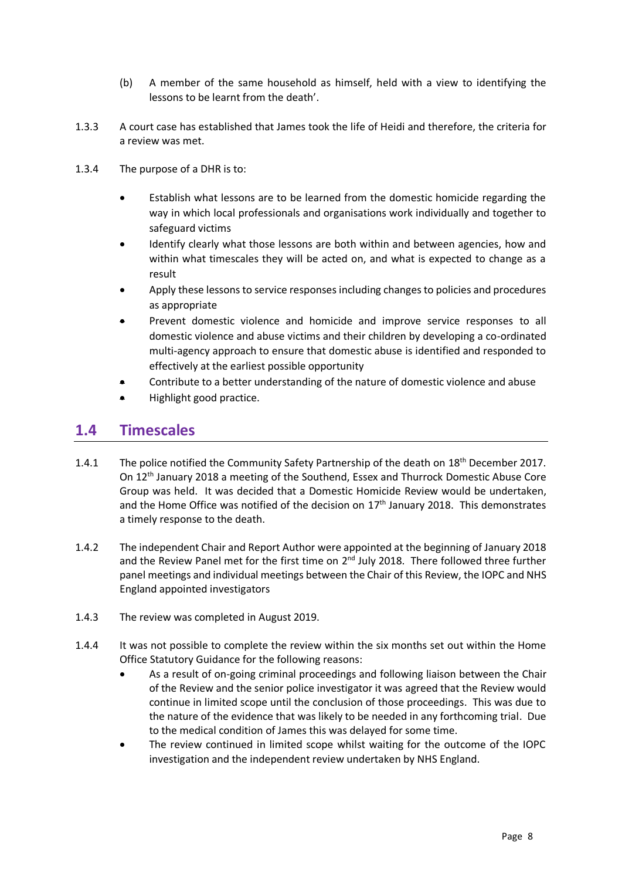(b) A member of the same household as himself, held with a view to identifying the lessons to be learnt from the death'.

1.3.3 A court case has established that James took the life of Heidi and therefore, the criteria for a review was met.

1.3.4 The purpose of a DHR is to:

- Establish what lessons are to be learned from the domestic homicide regarding the way in which local professionals and organisations work individually and together to safeguard victims
- Identify clearly what those lessons are both within and between agencies, how and within what timescales they will be acted on, and what is expected to change as a result
- Apply these lessons to service responses including changes to policies and procedures as appropriate
- Prevent domestic violence and homicide and improve service responses to all domestic violence and abuse victims and their children by developing a co-ordinated multi-agency approach to ensure that domestic abuse is identified and responded to effectively at the earliest possible opportunity
- Contribute to a better understanding of the nature of domestic violence and abuse
- Highlight good practice.

## 1.4 Timescales

1.4.1 The police notified the Community Safety Partnership of the death on 18th December 2017. On 12th January 2018 a meeting of the Southend, Essex and Thurrock Domestic Abuse Core Group was held. It was decided that a Domestic Homicide Review would be undertaken, and the Home Office was notified of the decision on 17th January 2018. This demonstrates a timely response to the death.

1.4.2 The independent Chair and Report Author were appointed at the beginning of January 2018 and the Review Panel met for the first time on 2nd July 2018. There followed three further panel meetings and individual meetings between the Chair of this Review, the IOPC and NHS England appointed investigators

1.4.3 The review was completed in August 2019.

1.4.4 It was not possible to complete the review within the six months set out within the Home Office Statutory Guidance for the following reasons:

- As a result of on-going criminal proceedings and following liaison between the Chair of the Review and the senior police investigator it was agreed that the Review would continue in limited scope until the conclusion of those proceedings. This was due to the nature of the evidence that was likely to be needed in any forthcoming trial. Due to the medical condition of James this was delayed for some time.
- The review continued in limited scope whilst waiting for the outcome of the IOPC investigation and the independent review undertaken by NHS England.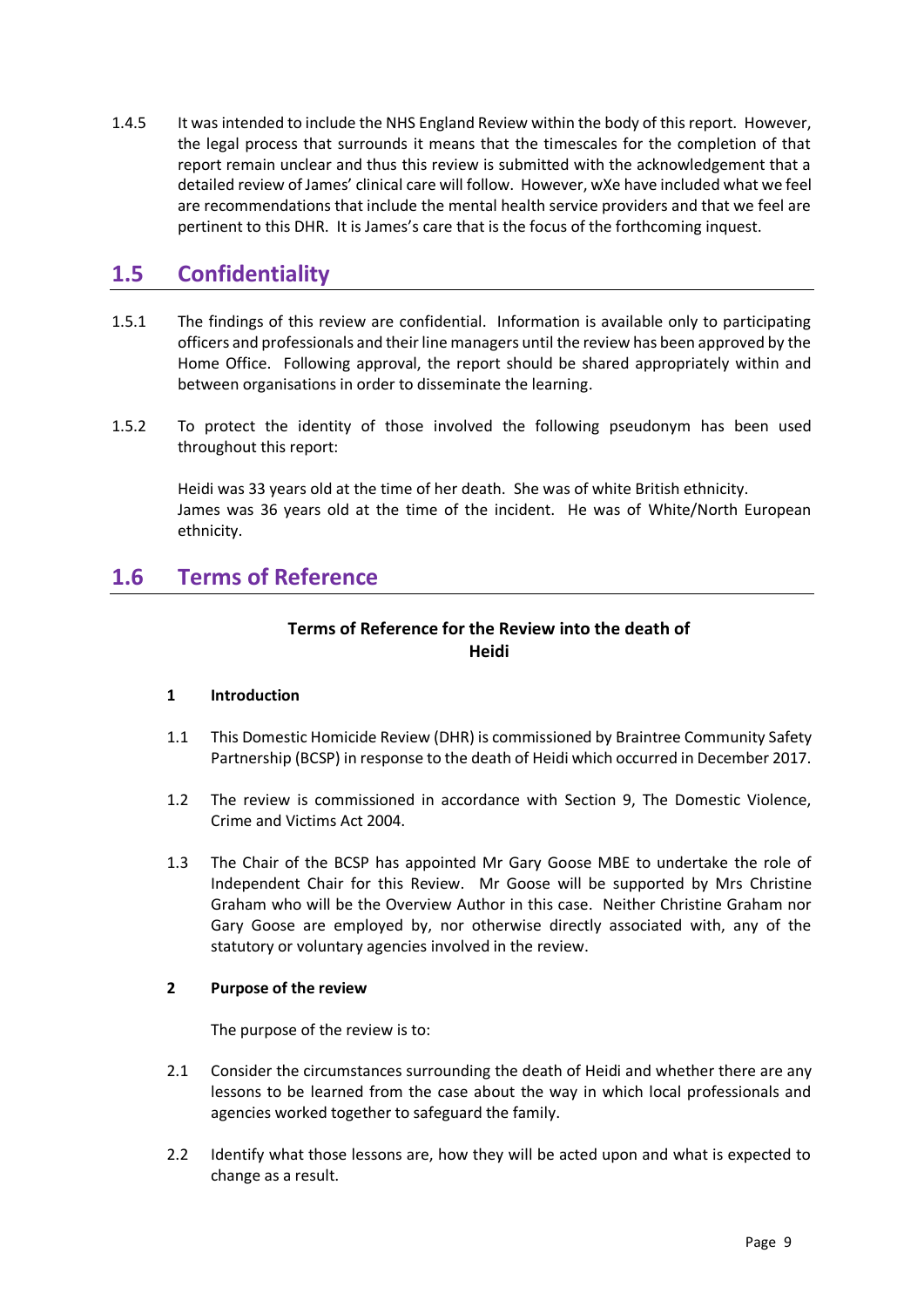1.4.5 It was intended to include the NHS England Review within the body of this report. However, the legal process that surrounds it means that the timescales for the completion of that report remain unclear and thus this review is submitted with the acknowledgement that a detailed review of James' clinical care will follow. However, wXe have included what we feel are recommendations that include the mental health service providers and that we feel are pertinent to this DHR. It is James's care that is the focus of the forthcoming inquest.

## 1.5 Confidentiality

1.5.1 The findings of this review are confidential. Information is available only to participating officers and professionals and their line managers until the review has been approved by the Home Office. Following approval, the report should be shared appropriately within and between organisations in order to disseminate the learning.

1.5.2 To protect the identity of those involved the following pseudonym has been used throughout this report:

Heidi was 33 years old at the time of her death. She was of white British ethnicity.
James was 36 years old at the time of the incident. He was of White/North European ethnicity.

## 1.6 Terms of Reference

**Terms of Reference for the Review into the death of Heidi**

**1 Introduction**

1.1 This Domestic Homicide Review (DHR) is commissioned by Braintree Community Safety Partnership (BCSP) in response to the death of Heidi which occurred in December 2017.

1.2 The review is commissioned in accordance with Section 9, The Domestic Violence, Crime and Victims Act 2004.

1.3 The Chair of the BCSP has appointed Mr Gary Goose MBE to undertake the role of Independent Chair for this Review. Mr Goose will be supported by Mrs Christine Graham who will be the Overview Author in this case. Neither Christine Graham nor Gary Goose are employed by, nor otherwise directly associated with, any of the statutory or voluntary agencies involved in the review.

**2 Purpose of the review**

The purpose of the review is to:

2.1 Consider the circumstances surrounding the death of Heidi and whether there are any lessons to be learned from the case about the way in which local professionals and agencies worked together to safeguard the family.

2.2 Identify what those lessons are, how they will be acted upon and what is expected to change as a result.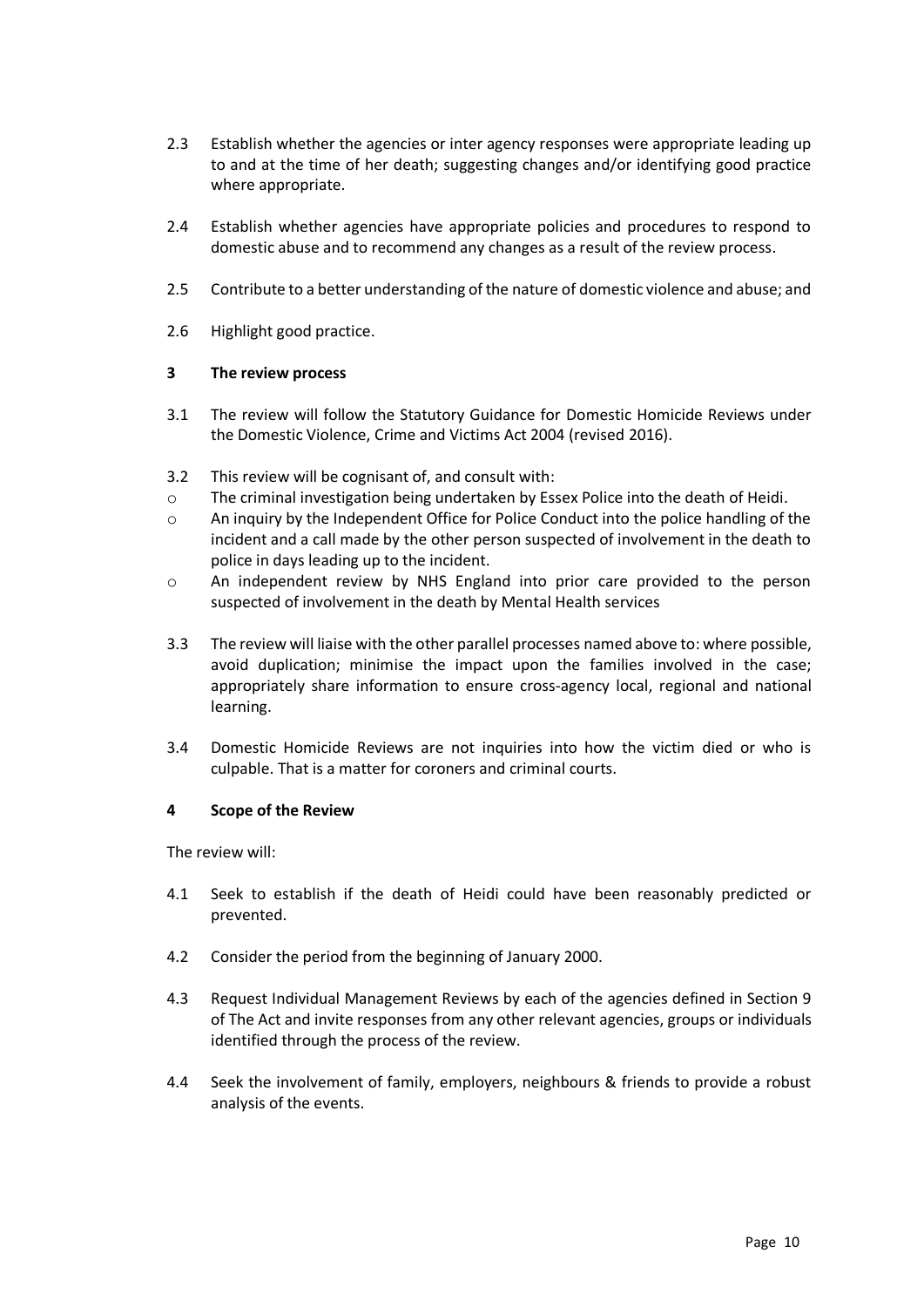2.3 Establish whether the agencies or inter agency responses were appropriate leading up to and at the time of her death; suggesting changes and/or identifying good practice where appropriate.

2.4 Establish whether agencies have appropriate policies and procedures to respond to domestic abuse and to recommend any changes as a result of the review process.

2.5 Contribute to a better understanding of the nature of domestic violence and abuse; and

2.6 Highlight good practice.

## 3 The review process

3.1 The review will follow the Statutory Guidance for Domestic Homicide Reviews under the Domestic Violence, Crime and Victims Act 2004 (revised 2016).

3.2 This review will be cognisant of, and consult with:

- The criminal investigation being undertaken by Essex Police into the death of Heidi.
- An inquiry by the Independent Office for Police Conduct into the police handling of the incident and a call made by the other person suspected of involvement in the death to police in days leading up to the incident.
- An independent review by NHS England into prior care provided to the person suspected of involvement in the death by Mental Health services

3.3 The review will liaise with the other parallel processes named above to: where possible, avoid duplication; minimise the impact upon the families involved in the case; appropriately share information to ensure cross-agency local, regional and national learning.

3.4 Domestic Homicide Reviews are not inquiries into how the victim died or who is culpable. That is a matter for coroners and criminal courts.

## 4 Scope of the Review

The review will:

4.1 Seek to establish if the death of Heidi could have been reasonably predicted or prevented.

4.2 Consider the period from the beginning of January 2000.

4.3 Request Individual Management Reviews by each of the agencies defined in Section 9 of The Act and invite responses from any other relevant agencies, groups or individuals identified through the process of the review.

4.4 Seek the involvement of family, employers, neighbours & friends to provide a robust analysis of the events.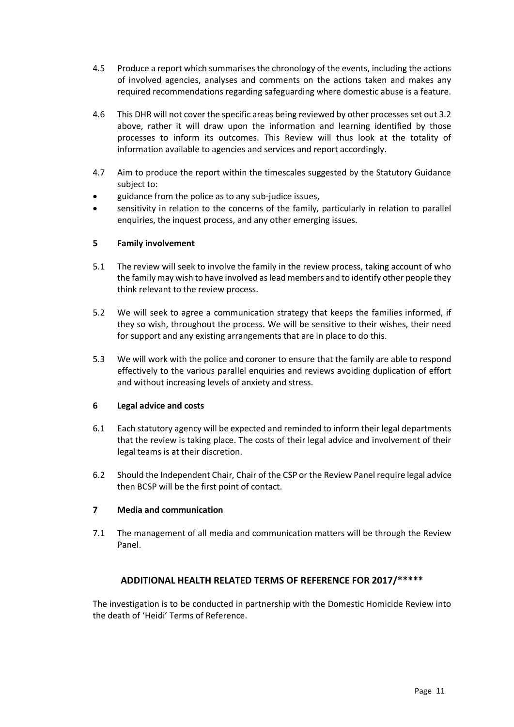4.5 Produce a report which summarises the chronology of the events, including the actions of involved agencies, analyses and comments on the actions taken and makes any required recommendations regarding safeguarding where domestic abuse is a feature.

4.6 This DHR will not cover the specific areas being reviewed by other processes set out 3.2 above, rather it will draw upon the information and learning identified by those processes to inform its outcomes. This Review will thus look at the totality of information available to agencies and services and report accordingly.

4.7 Aim to produce the report within the timescales suggested by the Statutory Guidance subject to:

- guidance from the police as to any sub-judice issues,
- sensitivity in relation to the concerns of the family, particularly in relation to parallel enquiries, the inquest process, and any other emerging issues.

## 5 Family involvement

5.1 The review will seek to involve the family in the review process, taking account of who the family may wish to have involved as lead members and to identify other people they think relevant to the review process.

5.2 We will seek to agree a communication strategy that keeps the families informed, if they so wish, throughout the process. We will be sensitive to their wishes, their need for support and any existing arrangements that are in place to do this.

5.3 We will work with the police and coroner to ensure that the family are able to respond effectively to the various parallel enquiries and reviews avoiding duplication of effort and without increasing levels of anxiety and stress.

## 6 Legal advice and costs

6.1 Each statutory agency will be expected and reminded to inform their legal departments that the review is taking place. The costs of their legal advice and involvement of their legal teams is at their discretion.

6.2 Should the Independent Chair, Chair of the CSP or the Review Panel require legal advice then BCSP will be the first point of contact.

## 7 Media and communication

7.1 The management of all media and communication matters will be through the Review Panel.

## ADDITIONAL HEALTH RELATED TERMS OF REFERENCE FOR 2017/*****

The investigation is to be conducted in partnership with the Domestic Homicide Review into the death of 'Heidi' Terms of Reference.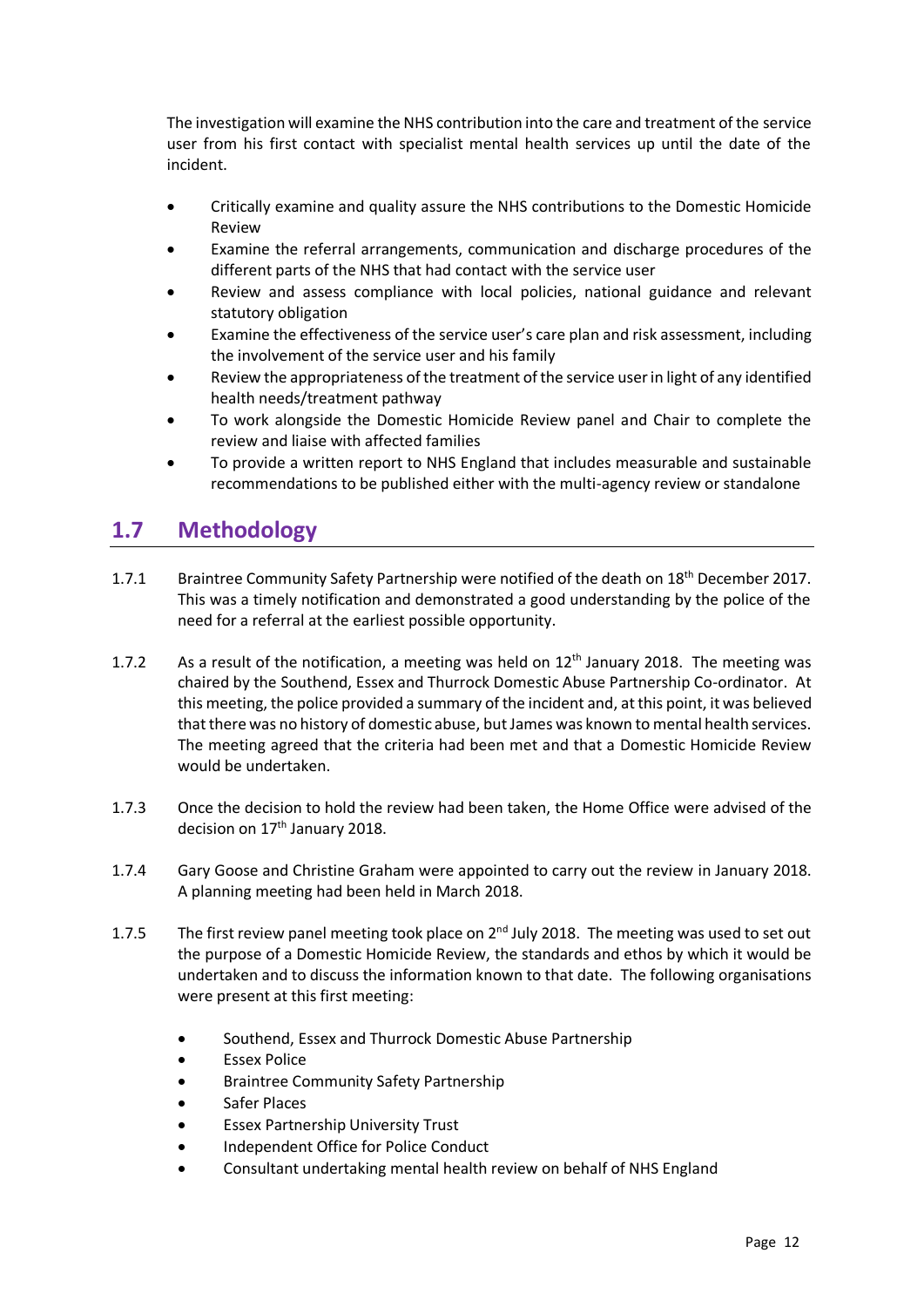The investigation will examine the NHS contribution into the care and treatment of the service user from his first contact with specialist mental health services up until the date of the incident.

- Critically examine and quality assure the NHS contributions to the Domestic Homicide Review
- Examine the referral arrangements, communication and discharge procedures of the different parts of the NHS that had contact with the service user
- Review and assess compliance with local policies, national guidance and relevant statutory obligation
- Examine the effectiveness of the service user's care plan and risk assessment, including the involvement of the service user and his family
- Review the appropriateness of the treatment of the service user in light of any identified health needs/treatment pathway
- To work alongside the Domestic Homicide Review panel and Chair to complete the review and liaise with affected families
- To provide a written report to NHS England that includes measurable and sustainable recommendations to be published either with the multi-agency review or standalone

## 1.7 Methodology

1.7.1 Braintree Community Safety Partnership were notified of the death on 18th December 2017. This was a timely notification and demonstrated a good understanding by the police of the need for a referral at the earliest possible opportunity.

1.7.2 As a result of the notification, a meeting was held on 12th January 2018. The meeting was chaired by the Southend, Essex and Thurrock Domestic Abuse Partnership Co-ordinator. At this meeting, the police provided a summary of the incident and, at this point, it was believed that there was no history of domestic abuse, but James was known to mental health services. The meeting agreed that the criteria had been met and that a Domestic Homicide Review would be undertaken.

1.7.3 Once the decision to hold the review had been taken, the Home Office were advised of the decision on 17th January 2018.

1.7.4 Gary Goose and Christine Graham were appointed to carry out the review in January 2018. A planning meeting had been held in March 2018.

1.7.5 The first review panel meeting took place on 2nd July 2018. The meeting was used to set out the purpose of a Domestic Homicide Review, the standards and ethos by which it would be undertaken and to discuss the information known to that date. The following organisations were present at this first meeting:

- Southend, Essex and Thurrock Domestic Abuse Partnership
- Essex Police
- Braintree Community Safety Partnership
- Safer Places
- Essex Partnership University Trust
- Independent Office for Police Conduct
- Consultant undertaking mental health review on behalf of NHS England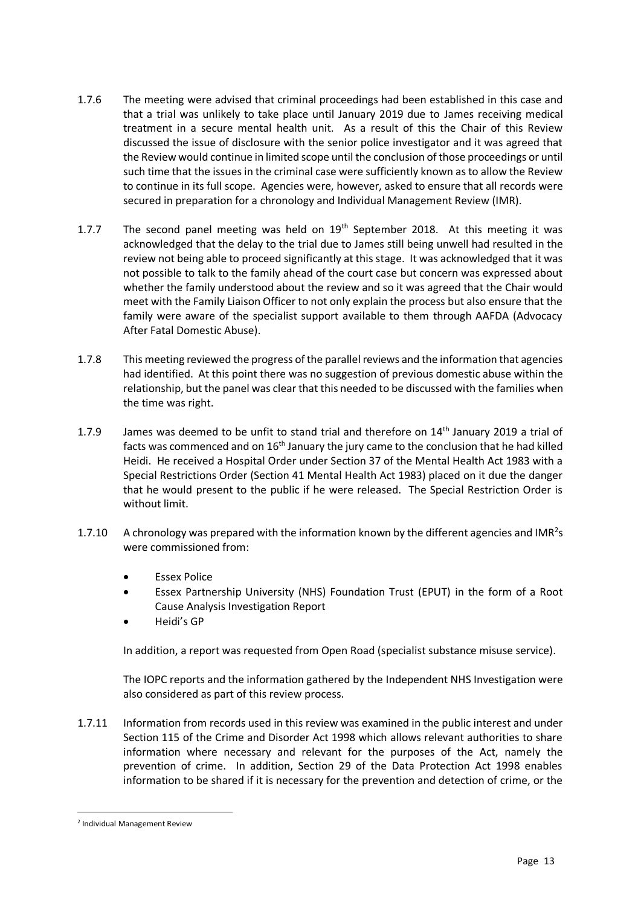1.7.6 The meeting were advised that criminal proceedings had been established in this case and that a trial was unlikely to take place until January 2019 due to James receiving medical treatment in a secure mental health unit. As a result of this the Chair of this Review discussed the issue of disclosure with the senior police investigator and it was agreed that the Review would continue in limited scope until the conclusion of those proceedings or until such time that the issues in the criminal case were sufficiently known as to allow the Review to continue in its full scope. Agencies were, however, asked to ensure that all records were secured in preparation for a chronology and Individual Management Review (IMR).

1.7.7 The second panel meeting was held on 19th September 2018. At this meeting it was acknowledged that the delay to the trial due to James still being unwell had resulted in the review not being able to proceed significantly at this stage. It was acknowledged that it was not possible to talk to the family ahead of the court case but concern was expressed about whether the family understood about the review and so it was agreed that the Chair would meet with the Family Liaison Officer to not only explain the process but also ensure that the family were aware of the specialist support available to them through AAFDA (Advocacy After Fatal Domestic Abuse).

1.7.8 This meeting reviewed the progress of the parallel reviews and the information that agencies had identified. At this point there was no suggestion of previous domestic abuse within the relationship, but the panel was clear that this needed to be discussed with the families when the time was right.

1.7.9 James was deemed to be unfit to stand trial and therefore on 14th January 2019 a trial of facts was commenced and on 16th January the jury came to the conclusion that he had killed Heidi. He received a Hospital Order under Section 37 of the Mental Health Act 1983 with a Special Restrictions Order (Section 41 Mental Health Act 1983) placed on it due the danger that he would present to the public if he were released. The Special Restriction Order is without limit.

1.7.10 A chronology was prepared with the information known by the different agencies and IMR[2]s were commissioned from:

- Essex Police
- Essex Partnership University (NHS) Foundation Trust (EPUT) in the form of a Root Cause Analysis Investigation Report
- Heidi's GP

In addition, a report was requested from Open Road (specialist substance misuse service).

The IOPC reports and the information gathered by the Independent NHS Investigation were also considered as part of this review process.

1.7.11 Information from records used in this review was examined in the public interest and under Section 115 of the Crime and Disorder Act 1998 which allows relevant authorities to share information where necessary and relevant for the purposes of the Act, namely the prevention of crime. In addition, Section 29 of the Data Protection Act 1998 enables information to be shared if it is necessary for the prevention and detection of crime, or the

[2] Individual Management Review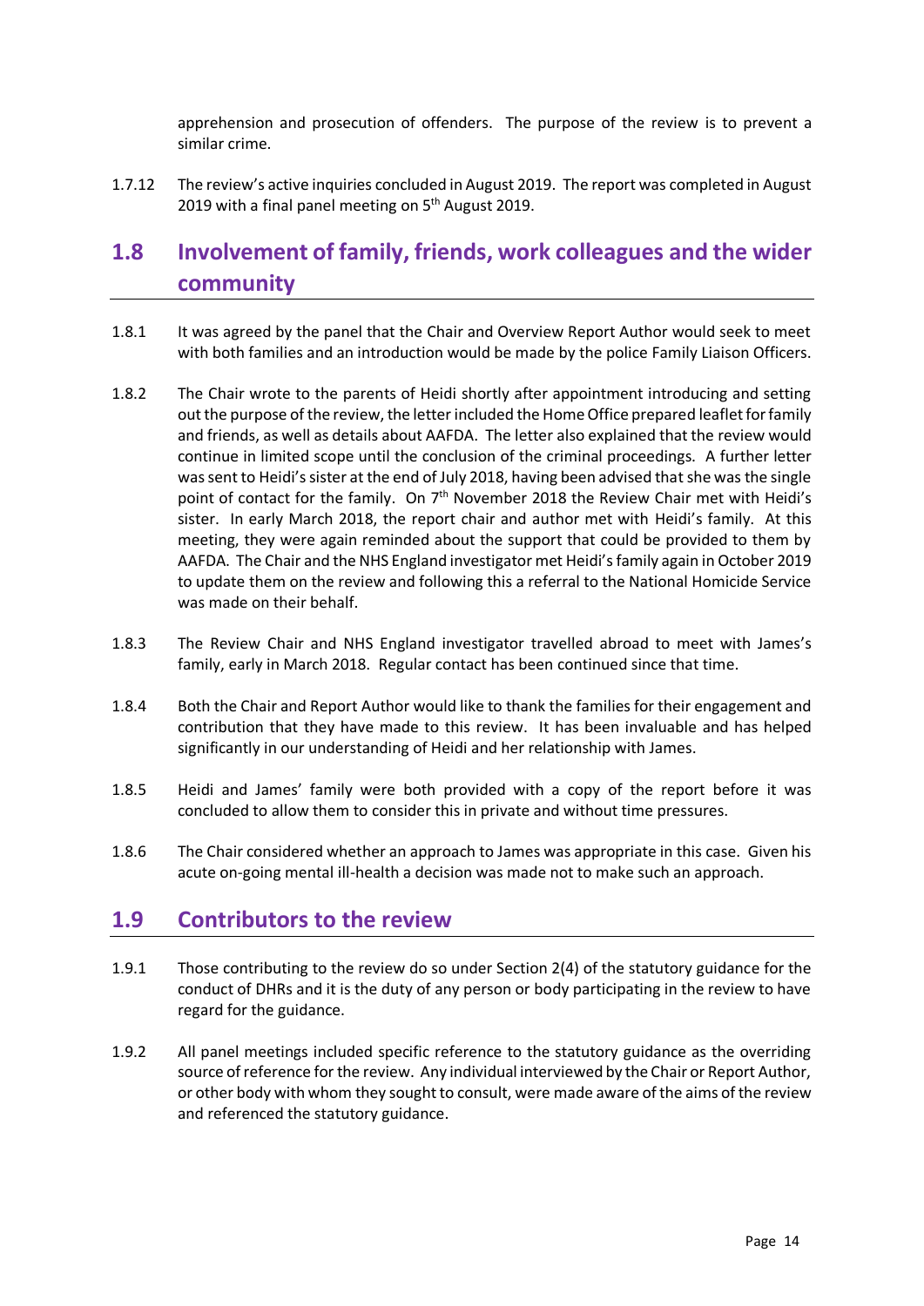apprehension and prosecution of offenders. The purpose of the review is to prevent a similar crime.

1.7.12 The review's active inquiries concluded in August 2019. The report was completed in August 2019 with a final panel meeting on 5th August 2019.

## 1.8 Involvement of family, friends, work colleagues and the wider community

1.8.1 It was agreed by the panel that the Chair and Overview Report Author would seek to meet with both families and an introduction would be made by the police Family Liaison Officers.

1.8.2 The Chair wrote to the parents of Heidi shortly after appointment introducing and setting out the purpose of the review, the letter included the Home Office prepared leaflet for family and friends, as well as details about AAFDA. The letter also explained that the review would continue in limited scope until the conclusion of the criminal proceedings. A further letter was sent to Heidi's sister at the end of July 2018, having been advised that she was the single point of contact for the family. On 7th November 2018 the Review Chair met with Heidi's sister. In early March 2018, the report chair and author met with Heidi's family. At this meeting, they were again reminded about the support that could be provided to them by AAFDA. The Chair and the NHS England investigator met Heidi's family again in October 2019 to update them on the review and following this a referral to the National Homicide Service was made on their behalf.

1.8.3 The Review Chair and NHS England investigator travelled abroad to meet with James's family, early in March 2018. Regular contact has been continued since that time.

1.8.4 Both the Chair and Report Author would like to thank the families for their engagement and contribution that they have made to this review. It has been invaluable and has helped significantly in our understanding of Heidi and her relationship with James.

1.8.5 Heidi and James' family were both provided with a copy of the report before it was concluded to allow them to consider this in private and without time pressures.

1.8.6 The Chair considered whether an approach to James was appropriate in this case. Given his acute on-going mental ill-health a decision was made not to make such an approach.

## 1.9 Contributors to the review

1.9.1 Those contributing to the review do so under Section 2(4) of the statutory guidance for the conduct of DHRs and it is the duty of any person or body participating in the review to have regard for the guidance.

1.9.2 All panel meetings included specific reference to the statutory guidance as the overriding source of reference for the review. Any individual interviewed by the Chair or Report Author, or other body with whom they sought to consult, were made aware of the aims of the review and referenced the statutory guidance.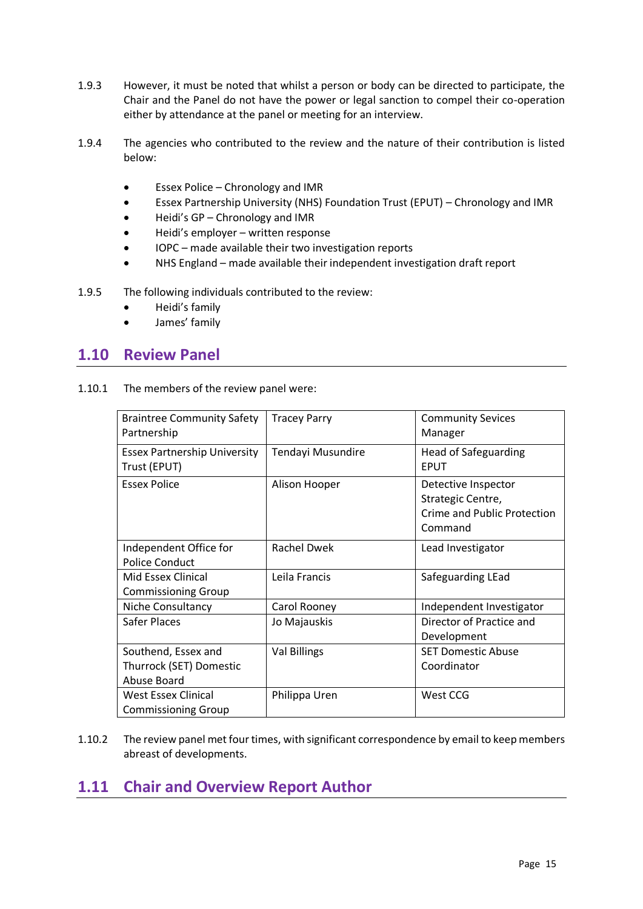1.9.3 However, it must be noted that whilst a person or body can be directed to participate, the Chair and the Panel do not have the power or legal sanction to compel their co-operation either by attendance at the panel or meeting for an interview.

1.9.4 The agencies who contributed to the review and the nature of their contribution is listed below:

- Essex Police – Chronology and IMR
- Essex Partnership University (NHS) Foundation Trust (EPUT) – Chronology and IMR
- Heidi's GP – Chronology and IMR
- Heidi's employer – written response
- IOPC – made available their two investigation reports
- NHS England – made available their independent investigation draft report

1.9.5 The following individuals contributed to the review:

- Heidi's family
- James' family

## 1.10 Review Panel

1.10.1 The members of the review panel were:

| | | |
|---|---|---|
| Braintree Community Safety Partnership | Tracey Parry | Community Sevices Manager |
| Essex Partnership University Trust (EPUT) | Tendayi Musundire | Head of Safeguarding EPUT |
| Essex Police | Alison Hooper | Detective Inspector Strategic Centre, Crime and Public Protection Command |
| Independent Office for Police Conduct | Rachel Dwek | Lead Investigator |
| Mid Essex Clinical Commissioning Group | Leila Francis | Safeguarding LEad |
| Niche Consultancy | Carol Rooney | Independent Investigator |
| Safer Places | Jo Majauskis | Director of Practice and Development |
| Southend, Essex and Thurrock (SET) Domestic Abuse Board | Val Billings | SET Domestic Abuse Coordinator |
| West Essex Clinical Commissioning Group | Philippa Uren | West CCG |

1.10.2 The review panel met four times, with significant correspondence by email to keep members abreast of developments.

## 1.11 Chair and Overview Report Author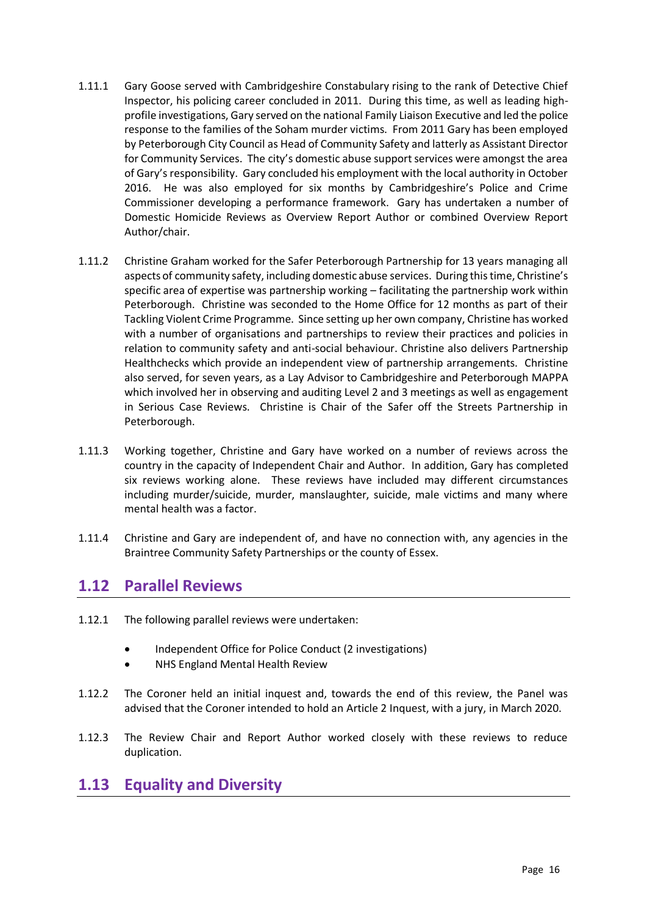1.11.1 Gary Goose served with Cambridgeshire Constabulary rising to the rank of Detective Chief Inspector, his policing career concluded in 2011. During this time, as well as leading high-profile investigations, Gary served on the national Family Liaison Executive and led the police response to the families of the Soham murder victims. From 2011 Gary has been employed by Peterborough City Council as Head of Community Safety and latterly as Assistant Director for Community Services. The city's domestic abuse support services were amongst the area of Gary's responsibility. Gary concluded his employment with the local authority in October 2016. He was also employed for six months by Cambridgeshire's Police and Crime Commissioner developing a performance framework. Gary has undertaken a number of Domestic Homicide Reviews as Overview Report Author or combined Overview Report Author/chair.

1.11.2 Christine Graham worked for the Safer Peterborough Partnership for 13 years managing all aspects of community safety, including domestic abuse services. During this time, Christine's specific area of expertise was partnership working – facilitating the partnership work within Peterborough. Christine was seconded to the Home Office for 12 months as part of their Tackling Violent Crime Programme. Since setting up her own company, Christine has worked with a number of organisations and partnerships to review their practices and policies in relation to community safety and anti-social behaviour. Christine also delivers Partnership Healthchecks which provide an independent view of partnership arrangements. Christine also served, for seven years, as a Lay Advisor to Cambridgeshire and Peterborough MAPPA which involved her in observing and auditing Level 2 and 3 meetings as well as engagement in Serious Case Reviews. Christine is Chair of the Safer off the Streets Partnership in Peterborough.

1.11.3 Working together, Christine and Gary have worked on a number of reviews across the country in the capacity of Independent Chair and Author. In addition, Gary has completed six reviews working alone. These reviews have included may different circumstances including murder/suicide, murder, manslaughter, suicide, male victims and many where mental health was a factor.

1.11.4 Christine and Gary are independent of, and have no connection with, any agencies in the Braintree Community Safety Partnerships or the county of Essex.

## 1.12 Parallel Reviews

1.12.1 The following parallel reviews were undertaken:

- Independent Office for Police Conduct (2 investigations)
- NHS England Mental Health Review

1.12.2 The Coroner held an initial inquest and, towards the end of this review, the Panel was advised that the Coroner intended to hold an Article 2 Inquest, with a jury, in March 2020.

1.12.3 The Review Chair and Report Author worked closely with these reviews to reduce duplication.

## 1.13 Equality and Diversity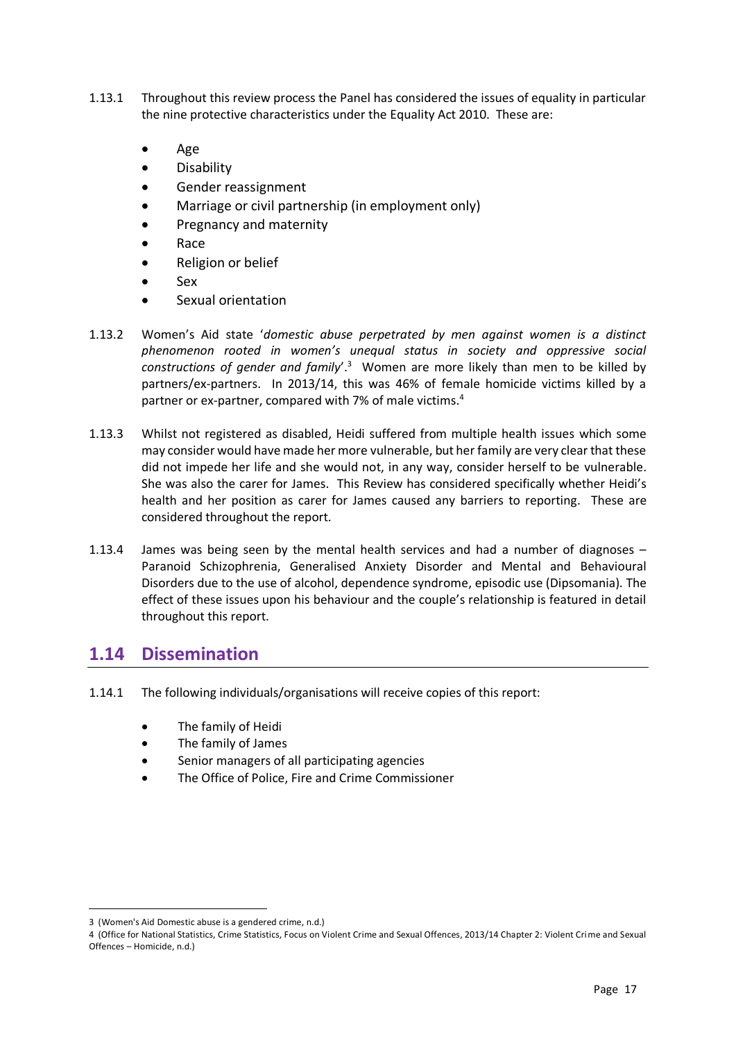1.13.1 Throughout this review process the Panel has considered the issues of equality in particular the nine protective characteristics under the Equality Act 2010. These are:

- Age
- Disability
- Gender reassignment
- Marriage or civil partnership (in employment only)
- Pregnancy and maternity
- Race
- Religion or belief
- Sex
- Sexual orientation

1.13.2 Women's Aid state '*domestic abuse perpetrated by men against women is a distinct phenomenon rooted in women's unequal status in society and oppressive social constructions of gender and family*'.[3] Women are more likely than men to be killed by partners/ex-partners. In 2013/14, this was 46% of female homicide victims killed by a partner or ex-partner, compared with 7% of male victims.[4]

1.13.3 Whilst not registered as disabled, Heidi suffered from multiple health issues which some may consider would have made her more vulnerable, but her family are very clear that these did not impede her life and she would not, in any way, consider herself to be vulnerable. She was also the carer for James. This Review has considered specifically whether Heidi's health and her position as carer for James caused any barriers to reporting. These are considered throughout the report.

1.13.4 James was being seen by the mental health services and had a number of diagnoses – Paranoid Schizophrenia, Generalised Anxiety Disorder and Mental and Behavioural Disorders due to the use of alcohol, dependence syndrome, episodic use (Dipsomania). The effect of these issues upon his behaviour and the couple's relationship is featured in detail throughout this report.

## 1.14 Dissemination

1.14.1 The following individuals/organisations will receive copies of this report:

- The family of Heidi
- The family of James
- Senior managers of all participating agencies
- The Office of Police, Fire and Crime Commissioner

---

3 (Women's Aid Domestic abuse is a gendered crime, n.d.)

4 (Office for National Statistics, Crime Statistics, Focus on Violent Crime and Sexual Offences, 2013/14 Chapter 2: Violent Crime and Sexual Offences – Homicide, n.d.)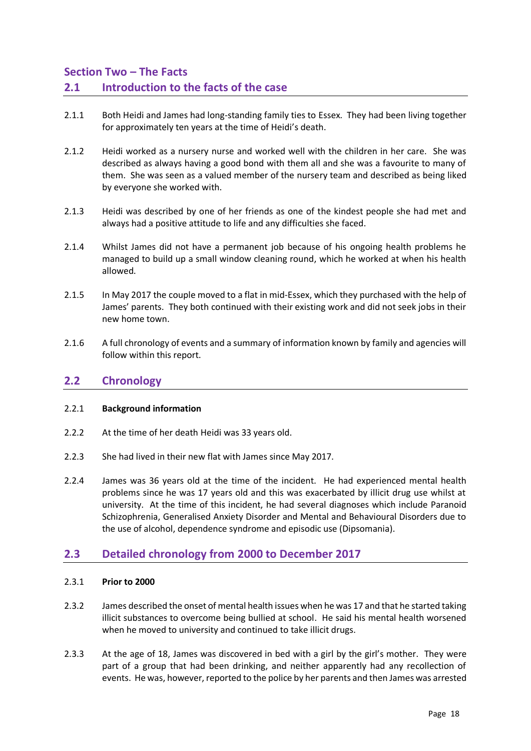# Section Two – The Facts

## 2.1 Introduction to the facts of the case

2.1.1 Both Heidi and James had long-standing family ties to Essex. They had been living together for approximately ten years at the time of Heidi's death.

2.1.2 Heidi worked as a nursery nurse and worked well with the children in her care. She was described as always having a good bond with them all and she was a favourite to many of them. She was seen as a valued member of the nursery team and described as being liked by everyone she worked with.

2.1.3 Heidi was described by one of her friends as one of the kindest people she had met and always had a positive attitude to life and any difficulties she faced.

2.1.4 Whilst James did not have a permanent job because of his ongoing health problems he managed to build up a small window cleaning round, which he worked at when his health allowed.

2.1.5 In May 2017 the couple moved to a flat in mid-Essex, which they purchased with the help of James' parents. They both continued with their existing work and did not seek jobs in their new home town.

2.1.6 A full chronology of events and a summary of information known by family and agencies will follow within this report.

## 2.2 Chronology

2.2.1 **Background information**

2.2.2 At the time of her death Heidi was 33 years old.

2.2.3 She had lived in their new flat with James since May 2017.

2.2.4 James was 36 years old at the time of the incident. He had experienced mental health problems since he was 17 years old and this was exacerbated by illicit drug use whilst at university. At the time of this incident, he had several diagnoses which include Paranoid Schizophrenia, Generalised Anxiety Disorder and Mental and Behavioural Disorders due to the use of alcohol, dependence syndrome and episodic use (Dipsomania).

## 2.3 Detailed chronology from 2000 to December 2017

2.3.1 **Prior to 2000**

2.3.2 James described the onset of mental health issues when he was 17 and that he started taking illicit substances to overcome being bullied at school. He said his mental health worsened when he moved to university and continued to take illicit drugs.

2.3.3 At the age of 18, James was discovered in bed with a girl by the girl's mother. They were part of a group that had been drinking, and neither apparently had any recollection of events. He was, however, reported to the police by her parents and then James was arrested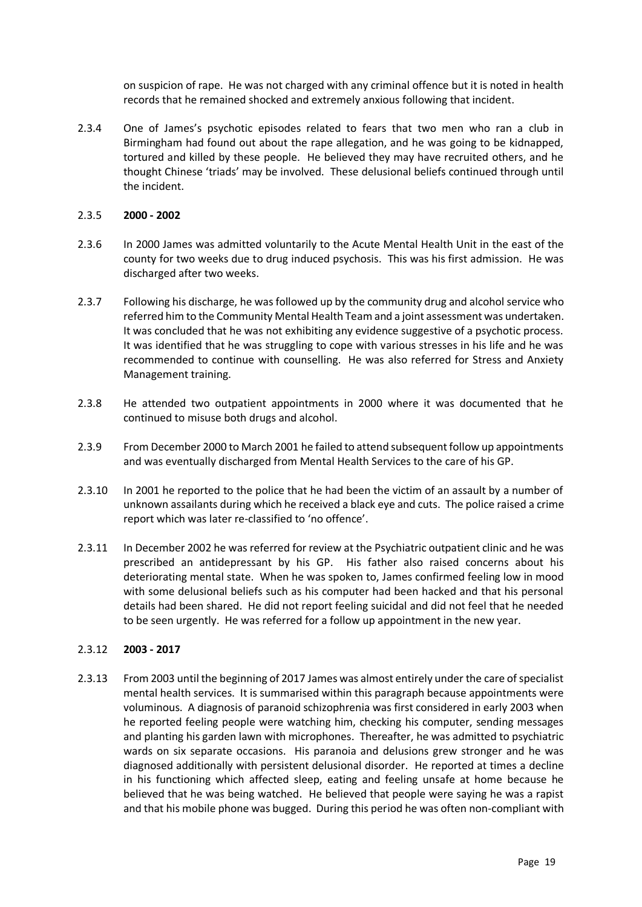on suspicion of rape. He was not charged with any criminal offence but it is noted in health records that he remained shocked and extremely anxious following that incident.

2.3.4 One of James's psychotic episodes related to fears that two men who ran a club in Birmingham had found out about the rape allegation, and he was going to be kidnapped, tortured and killed by these people. He believed they may have recruited others, and he thought Chinese 'triads' may be involved. These delusional beliefs continued through until the incident.

2.3.5 **2000 - 2002**

2.3.6 In 2000 James was admitted voluntarily to the Acute Mental Health Unit in the east of the county for two weeks due to drug induced psychosis. This was his first admission. He was discharged after two weeks.

2.3.7 Following his discharge, he was followed up by the community drug and alcohol service who referred him to the Community Mental Health Team and a joint assessment was undertaken. It was concluded that he was not exhibiting any evidence suggestive of a psychotic process. It was identified that he was struggling to cope with various stresses in his life and he was recommended to continue with counselling. He was also referred for Stress and Anxiety Management training.

2.3.8 He attended two outpatient appointments in 2000 where it was documented that he continued to misuse both drugs and alcohol.

2.3.9 From December 2000 to March 2001 he failed to attend subsequent follow up appointments and was eventually discharged from Mental Health Services to the care of his GP.

2.3.10 In 2001 he reported to the police that he had been the victim of an assault by a number of unknown assailants during which he received a black eye and cuts. The police raised a crime report which was later re-classified to 'no offence'.

2.3.11 In December 2002 he was referred for review at the Psychiatric outpatient clinic and he was prescribed an antidepressant by his GP. His father also raised concerns about his deteriorating mental state. When he was spoken to, James confirmed feeling low in mood with some delusional beliefs such as his computer had been hacked and that his personal details had been shared. He did not report feeling suicidal and did not feel that he needed to be seen urgently. He was referred for a follow up appointment in the new year.

2.3.12 **2003 - 2017**

2.3.13 From 2003 until the beginning of 2017 James was almost entirely under the care of specialist mental health services. It is summarised within this paragraph because appointments were voluminous. A diagnosis of paranoid schizophrenia was first considered in early 2003 when he reported feeling people were watching him, checking his computer, sending messages and planting his garden lawn with microphones. Thereafter, he was admitted to psychiatric wards on six separate occasions. His paranoia and delusions grew stronger and he was diagnosed additionally with persistent delusional disorder. He reported at times a decline in his functioning which affected sleep, eating and feeling unsafe at home because he believed that he was being watched. He believed that people were saying he was a rapist and that his mobile phone was bugged. During this period he was often non-compliant with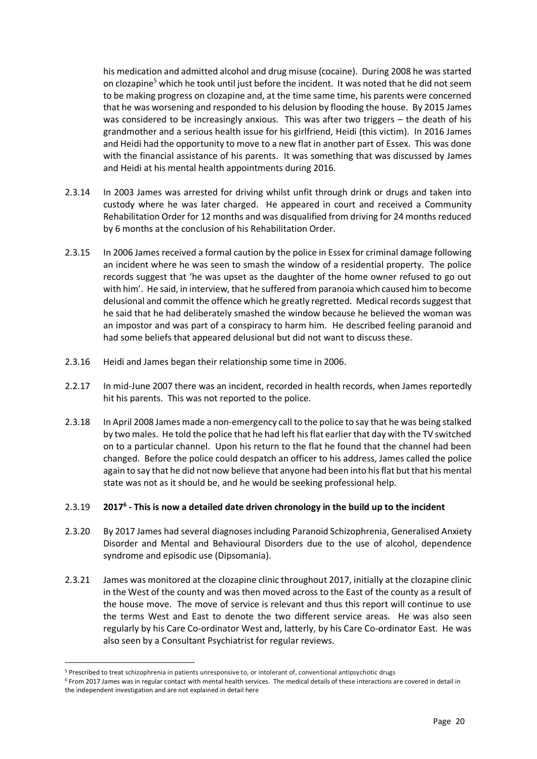his medication and admitted alcohol and drug misuse (cocaine). During 2008 he was started on clozapine[5] which he took until just before the incident. It was noted that he did not seem to be making progress on clozapine and, at the time same time, his parents were concerned that he was worsening and responded to his delusion by flooding the house. By 2015 James was considered to be increasingly anxious. This was after two triggers – the death of his grandmother and a serious health issue for his girlfriend, Heidi (this victim). In 2016 James and Heidi had the opportunity to move to a new flat in another part of Essex. This was done with the financial assistance of his parents. It was something that was discussed by James and Heidi at his mental health appointments during 2016.

2.3.14 In 2003 James was arrested for driving whilst unfit through drink or drugs and taken into custody where he was later charged. He appeared in court and received a Community Rehabilitation Order for 12 months and was disqualified from driving for 24 months reduced by 6 months at the conclusion of his Rehabilitation Order.

2.3.15 In 2006 James received a formal caution by the police in Essex for criminal damage following an incident where he was seen to smash the window of a residential property. The police records suggest that 'he was upset as the daughter of the home owner refused to go out with him'. He said, in interview, that he suffered from paranoia which caused him to become delusional and commit the offence which he greatly regretted. Medical records suggest that he said that he had deliberately smashed the window because he believed the woman was an impostor and was part of a conspiracy to harm him. He described feeling paranoid and had some beliefs that appeared delusional but did not want to discuss these.

2.3.16 Heidi and James began their relationship some time in 2006.

2.2.17 In mid-June 2007 there was an incident, recorded in health records, when James reportedly hit his parents. This was not reported to the police.

2.3.18 In April 2008 James made a non-emergency call to the police to say that he was being stalked by two males. He told the police that he had left his flat earlier that day with the TV switched on to a particular channel. Upon his return to the flat he found that the channel had been changed. Before the police could despatch an officer to his address, James called the police again to say that he did not now believe that anyone had been into his flat but that his mental state was not as it should be, and he would be seeking professional help.

2.3.19 **2017[6] - This is now a detailed date driven chronology in the build up to the incident**

2.3.20 By 2017 James had several diagnoses including Paranoid Schizophrenia, Generalised Anxiety Disorder and Mental and Behavioural Disorders due to the use of alcohol, dependence syndrome and episodic use (Dipsomania).

2.3.21 James was monitored at the clozapine clinic throughout 2017, initially at the clozapine clinic in the West of the county and was then moved across to the East of the county as a result of the house move. The move of service is relevant and thus this report will continue to use the terms West and East to denote the two different service areas. He was also seen regularly by his Care Co-ordinator West and, latterly, by his Care Co-ordinator East. He was also seen by a Consultant Psychiatrist for regular reviews.

[5] Prescribed to treat schizophrenia in patients unresponsive to, or intolerant of, conventional antipsychotic drugs

[6] From 2017 James was in regular contact with mental health services. The medical details of these interactions are covered in detail in the independent investigation and are not explained in detail here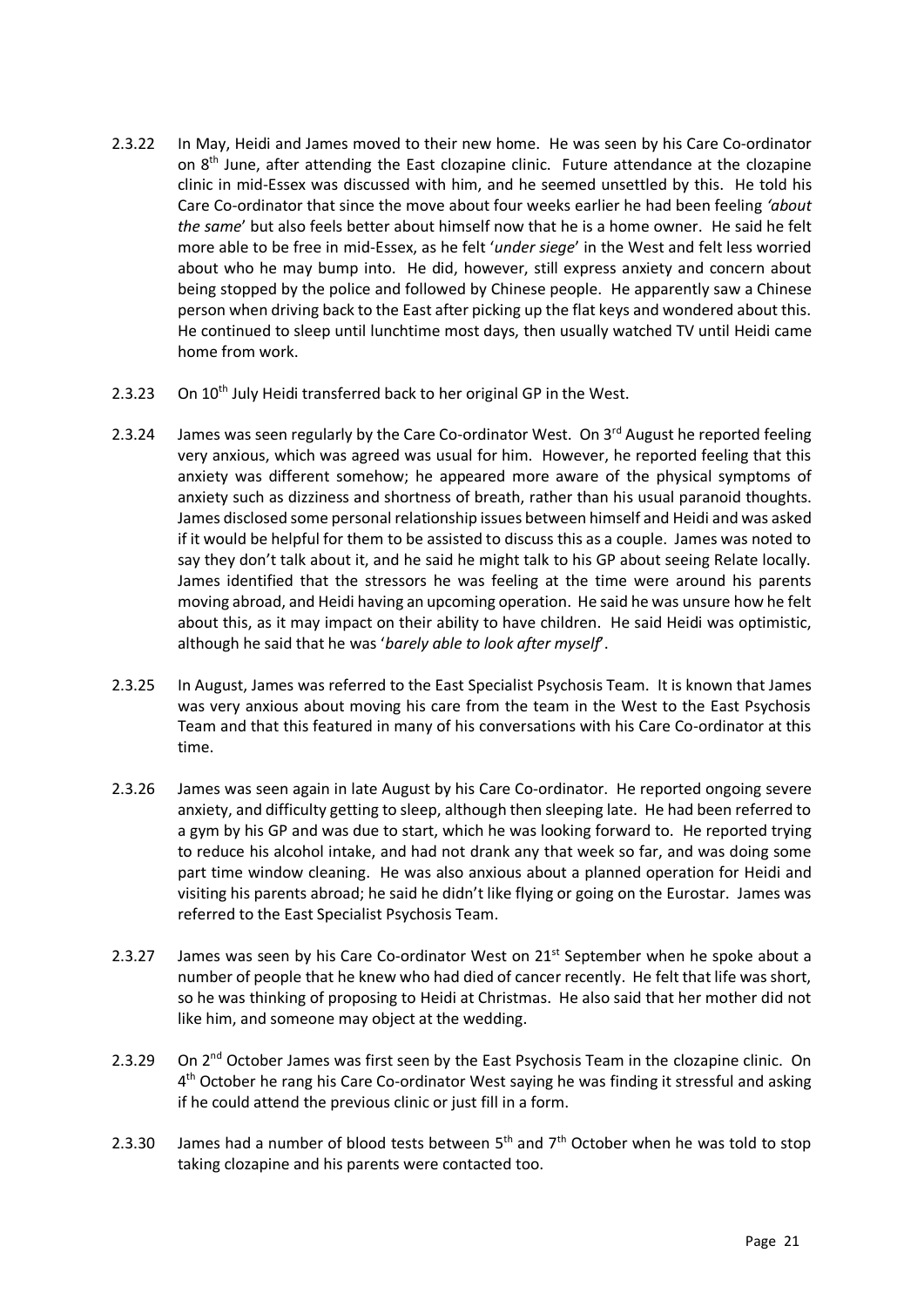2.3.22 In May, Heidi and James moved to their new home. He was seen by his Care Co-ordinator on 8th June, after attending the East clozapine clinic. Future attendance at the clozapine clinic in mid-Essex was discussed with him, and he seemed unsettled by this. He told his Care Co-ordinator that since the move about four weeks earlier he had been feeling *'about the same*' but also feels better about himself now that he is a home owner. He said he felt more able to be free in mid-Essex, as he felt '*under siege*' in the West and felt less worried about who he may bump into. He did, however, still express anxiety and concern about being stopped by the police and followed by Chinese people. He apparently saw a Chinese person when driving back to the East after picking up the flat keys and wondered about this. He continued to sleep until lunchtime most days, then usually watched TV until Heidi came home from work.

2.3.23 On 10th July Heidi transferred back to her original GP in the West.

2.3.24 James was seen regularly by the Care Co-ordinator West. On 3rd August he reported feeling very anxious, which was agreed was usual for him. However, he reported feeling that this anxiety was different somehow; he appeared more aware of the physical symptoms of anxiety such as dizziness and shortness of breath, rather than his usual paranoid thoughts. James disclosed some personal relationship issues between himself and Heidi and was asked if it would be helpful for them to be assisted to discuss this as a couple. James was noted to say they don't talk about it, and he said he might talk to his GP about seeing Relate locally. James identified that the stressors he was feeling at the time were around his parents moving abroad, and Heidi having an upcoming operation. He said he was unsure how he felt about this, as it may impact on their ability to have children. He said Heidi was optimistic, although he said that he was '*barely able to look after myself*'.

2.3.25 In August, James was referred to the East Specialist Psychosis Team. It is known that James was very anxious about moving his care from the team in the West to the East Psychosis Team and that this featured in many of his conversations with his Care Co-ordinator at this time.

2.3.26 James was seen again in late August by his Care Co-ordinator. He reported ongoing severe anxiety, and difficulty getting to sleep, although then sleeping late. He had been referred to a gym by his GP and was due to start, which he was looking forward to. He reported trying to reduce his alcohol intake, and had not drank any that week so far, and was doing some part time window cleaning. He was also anxious about a planned operation for Heidi and visiting his parents abroad; he said he didn't like flying or going on the Eurostar. James was referred to the East Specialist Psychosis Team.

2.3.27 James was seen by his Care Co-ordinator West on 21st September when he spoke about a number of people that he knew who had died of cancer recently. He felt that life was short, so he was thinking of proposing to Heidi at Christmas. He also said that her mother did not like him, and someone may object at the wedding.

2.3.29 On 2nd October James was first seen by the East Psychosis Team in the clozapine clinic. On 4th October he rang his Care Co-ordinator West saying he was finding it stressful and asking if he could attend the previous clinic or just fill in a form.

2.3.30 James had a number of blood tests between 5th and 7th October when he was told to stop taking clozapine and his parents were contacted too.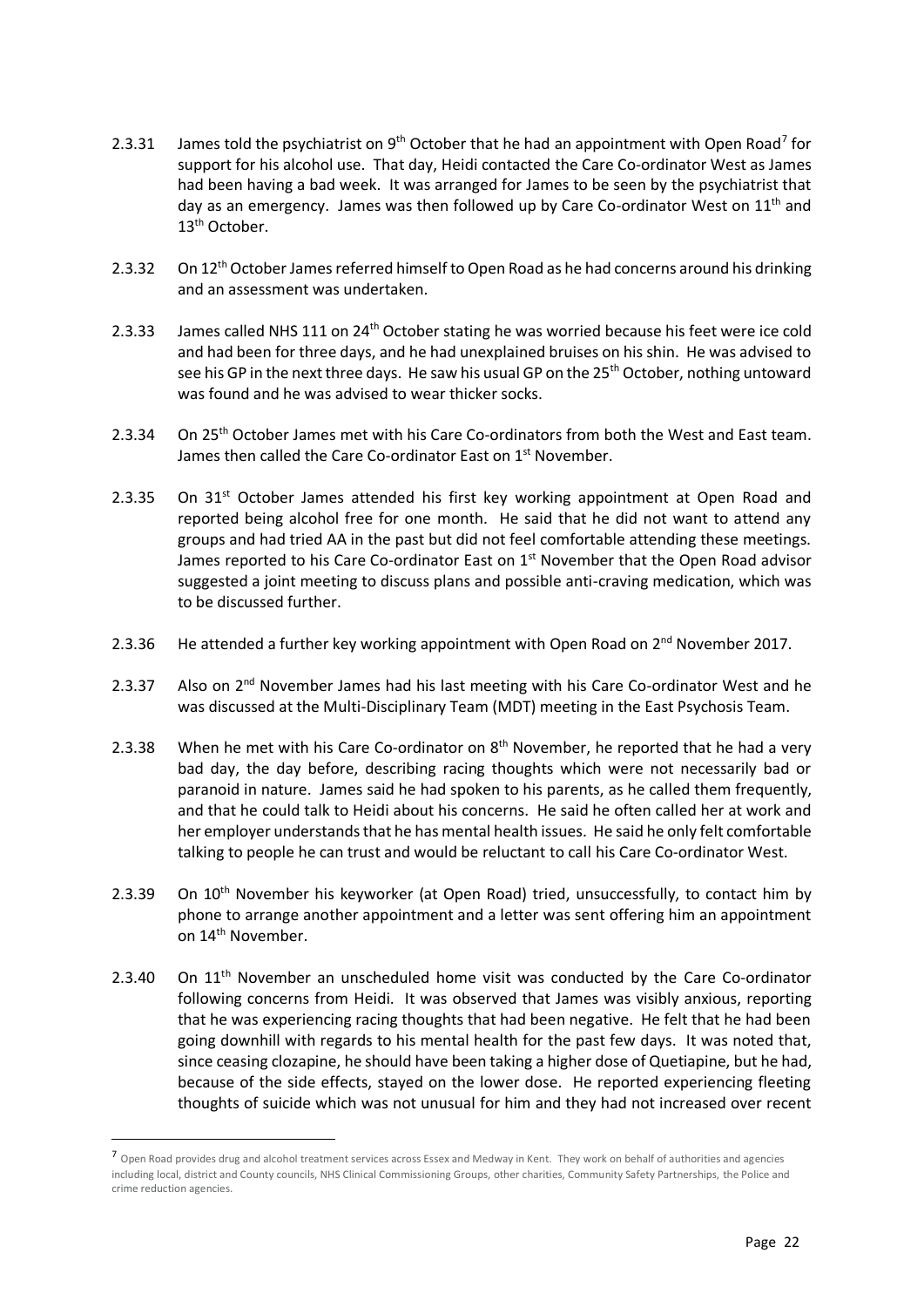2.3.31 James told the psychiatrist on 9th October that he had an appointment with Open Road[7] for support for his alcohol use. That day, Heidi contacted the Care Co-ordinator West as James had been having a bad week. It was arranged for James to be seen by the psychiatrist that day as an emergency. James was then followed up by Care Co-ordinator West on 11th and 13th October.

2.3.32 On 12th October James referred himself to Open Road as he had concerns around his drinking and an assessment was undertaken.

2.3.33 James called NHS 111 on 24th October stating he was worried because his feet were ice cold and had been for three days, and he had unexplained bruises on his shin. He was advised to see his GP in the next three days. He saw his usual GP on the 25th October, nothing untoward was found and he was advised to wear thicker socks.

2.3.34 On 25th October James met with his Care Co-ordinators from both the West and East team. James then called the Care Co-ordinator East on 1st November.

2.3.35 On 31st October James attended his first key working appointment at Open Road and reported being alcohol free for one month. He said that he did not want to attend any groups and had tried AA in the past but did not feel comfortable attending these meetings. James reported to his Care Co-ordinator East on 1st November that the Open Road advisor suggested a joint meeting to discuss plans and possible anti-craving medication, which was to be discussed further.

2.3.36 He attended a further key working appointment with Open Road on 2nd November 2017.

2.3.37 Also on 2nd November James had his last meeting with his Care Co-ordinator West and he was discussed at the Multi-Disciplinary Team (MDT) meeting in the East Psychosis Team.

2.3.38 When he met with his Care Co-ordinator on 8th November, he reported that he had a very bad day, the day before, describing racing thoughts which were not necessarily bad or paranoid in nature. James said he had spoken to his parents, as he called them frequently, and that he could talk to Heidi about his concerns. He said he often called her at work and her employer understands that he has mental health issues. He said he only felt comfortable talking to people he can trust and would be reluctant to call his Care Co-ordinator West.

2.3.39 On 10th November his keyworker (at Open Road) tried, unsuccessfully, to contact him by phone to arrange another appointment and a letter was sent offering him an appointment on 14th November.

2.3.40 On 11th November an unscheduled home visit was conducted by the Care Co-ordinator following concerns from Heidi. It was observed that James was visibly anxious, reporting that he was experiencing racing thoughts that had been negative. He felt that he had been going downhill with regards to his mental health for the past few days. It was noted that, since ceasing clozapine, he should have been taking a higher dose of Quetiapine, but he had, because of the side effects, stayed on the lower dose. He reported experiencing fleeting thoughts of suicide which was not unusual for him and they had not increased over recent

[7] Open Road provides drug and alcohol treatment services across Essex and Medway in Kent. They work on behalf of authorities and agencies including local, district and County councils, NHS Clinical Commissioning Groups, other charities, Community Safety Partnerships, the Police and crime reduction agencies.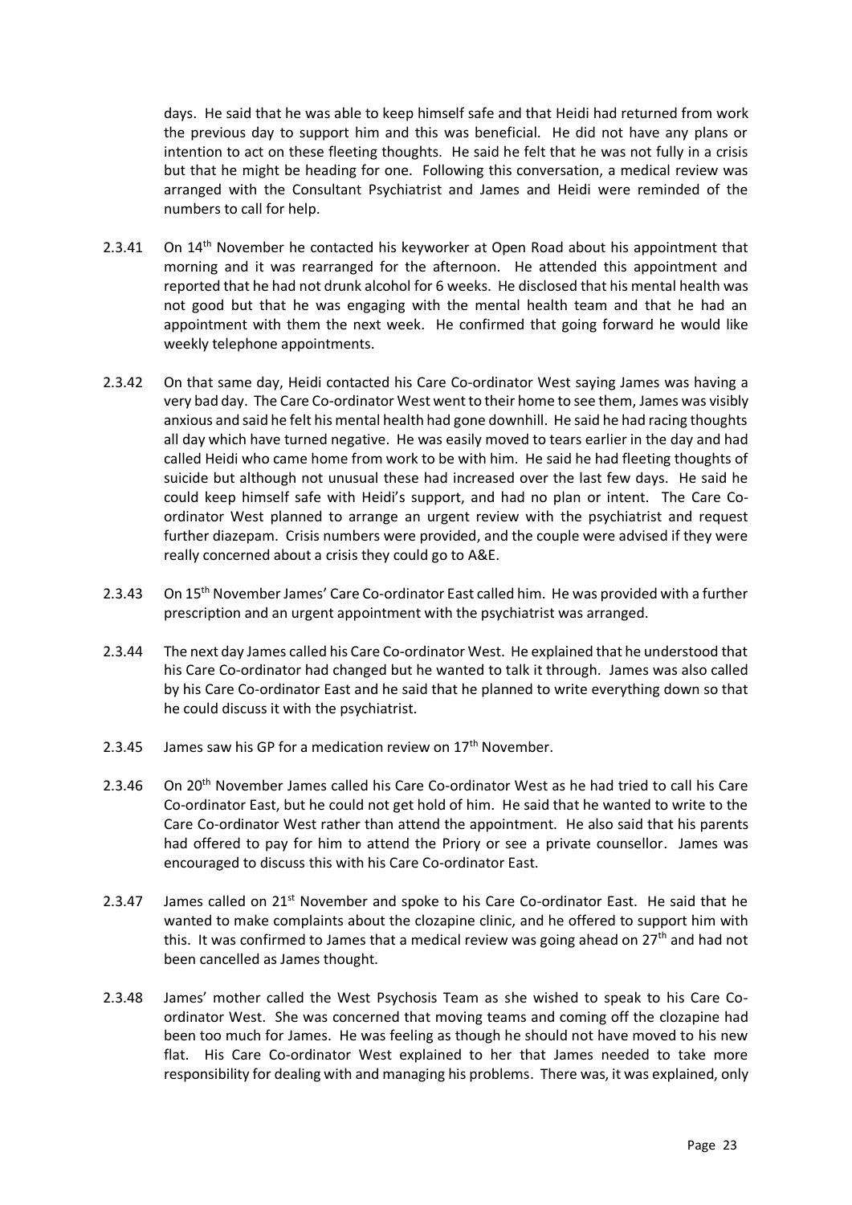days. He said that he was able to keep himself safe and that Heidi had returned from work the previous day to support him and this was beneficial. He did not have any plans or intention to act on these fleeting thoughts. He said he felt that he was not fully in a crisis but that he might be heading for one. Following this conversation, a medical review was arranged with the Consultant Psychiatrist and James and Heidi were reminded of the numbers to call for help.

2.3.41 On 14th November he contacted his keyworker at Open Road about his appointment that morning and it was rearranged for the afternoon. He attended this appointment and reported that he had not drunk alcohol for 6 weeks. He disclosed that his mental health was not good but that he was engaging with the mental health team and that he had an appointment with them the next week. He confirmed that going forward he would like weekly telephone appointments.

2.3.42 On that same day, Heidi contacted his Care Co-ordinator West saying James was having a very bad day. The Care Co-ordinator West went to their home to see them, James was visibly anxious and said he felt his mental health had gone downhill. He said he had racing thoughts all day which have turned negative. He was easily moved to tears earlier in the day and had called Heidi who came home from work to be with him. He said he had fleeting thoughts of suicide but although not unusual these had increased over the last few days. He said he could keep himself safe with Heidi's support, and had no plan or intent. The Care Co-ordinator West planned to arrange an urgent review with the psychiatrist and request further diazepam. Crisis numbers were provided, and the couple were advised if they were really concerned about a crisis they could go to A&E.

2.3.43 On 15th November James' Care Co-ordinator East called him. He was provided with a further prescription and an urgent appointment with the psychiatrist was arranged.

2.3.44 The next day James called his Care Co-ordinator West. He explained that he understood that his Care Co-ordinator had changed but he wanted to talk it through. James was also called by his Care Co-ordinator East and he said that he planned to write everything down so that he could discuss it with the psychiatrist.

2.3.45 James saw his GP for a medication review on 17th November.

2.3.46 On 20th November James called his Care Co-ordinator West as he had tried to call his Care Co-ordinator East, but he could not get hold of him. He said that he wanted to write to the Care Co-ordinator West rather than attend the appointment. He also said that his parents had offered to pay for him to attend the Priory or see a private counsellor. James was encouraged to discuss this with his Care Co-ordinator East.

2.3.47 James called on 21st November and spoke to his Care Co-ordinator East. He said that he wanted to make complaints about the clozapine clinic, and he offered to support him with this. It was confirmed to James that a medical review was going ahead on 27th and had not been cancelled as James thought.

2.3.48 James' mother called the West Psychosis Team as she wished to speak to his Care Co-ordinator West. She was concerned that moving teams and coming off the clozapine had been too much for James. He was feeling as though he should not have moved to his new flat. His Care Co-ordinator West explained to her that James needed to take more responsibility for dealing with and managing his problems. There was, it was explained, only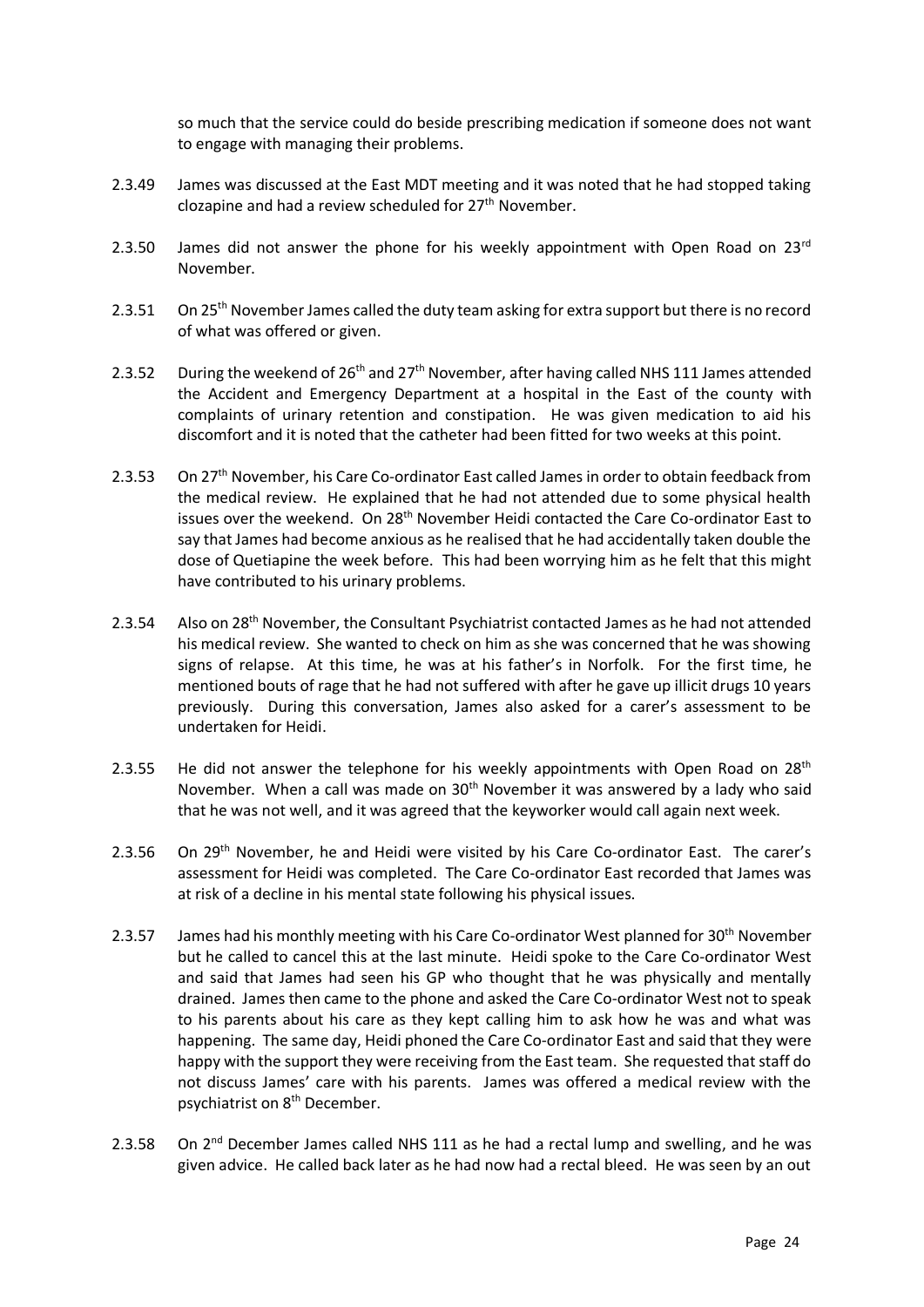so much that the service could do beside prescribing medication if someone does not want to engage with managing their problems.

2.3.49 James was discussed at the East MDT meeting and it was noted that he had stopped taking clozapine and had a review scheduled for 27th November.

2.3.50 James did not answer the phone for his weekly appointment with Open Road on 23rd November.

2.3.51 On 25th November James called the duty team asking for extra support but there is no record of what was offered or given.

2.3.52 During the weekend of 26th and 27th November, after having called NHS 111 James attended the Accident and Emergency Department at a hospital in the East of the county with complaints of urinary retention and constipation. He was given medication to aid his discomfort and it is noted that the catheter had been fitted for two weeks at this point.

2.3.53 On 27th November, his Care Co-ordinator East called James in order to obtain feedback from the medical review. He explained that he had not attended due to some physical health issues over the weekend. On 28th November Heidi contacted the Care Co-ordinator East to say that James had become anxious as he realised that he had accidentally taken double the dose of Quetiapine the week before. This had been worrying him as he felt that this might have contributed to his urinary problems.

2.3.54 Also on 28th November, the Consultant Psychiatrist contacted James as he had not attended his medical review. She wanted to check on him as she was concerned that he was showing signs of relapse. At this time, he was at his father's in Norfolk. For the first time, he mentioned bouts of rage that he had not suffered with after he gave up illicit drugs 10 years previously. During this conversation, James also asked for a carer's assessment to be undertaken for Heidi.

2.3.55 He did not answer the telephone for his weekly appointments with Open Road on 28th November. When a call was made on 30th November it was answered by a lady who said that he was not well, and it was agreed that the keyworker would call again next week.

2.3.56 On 29th November, he and Heidi were visited by his Care Co-ordinator East. The carer's assessment for Heidi was completed. The Care Co-ordinator East recorded that James was at risk of a decline in his mental state following his physical issues.

2.3.57 James had his monthly meeting with his Care Co-ordinator West planned for 30th November but he called to cancel this at the last minute. Heidi spoke to the Care Co-ordinator West and said that James had seen his GP who thought that he was physically and mentally drained. James then came to the phone and asked the Care Co-ordinator West not to speak to his parents about his care as they kept calling him to ask how he was and what was happening. The same day, Heidi phoned the Care Co-ordinator East and said that they were happy with the support they were receiving from the East team. She requested that staff do not discuss James' care with his parents. James was offered a medical review with the psychiatrist on 8th December.

2.3.58 On 2nd December James called NHS 111 as he had a rectal lump and swelling, and he was given advice. He called back later as he had now had a rectal bleed. He was seen by an out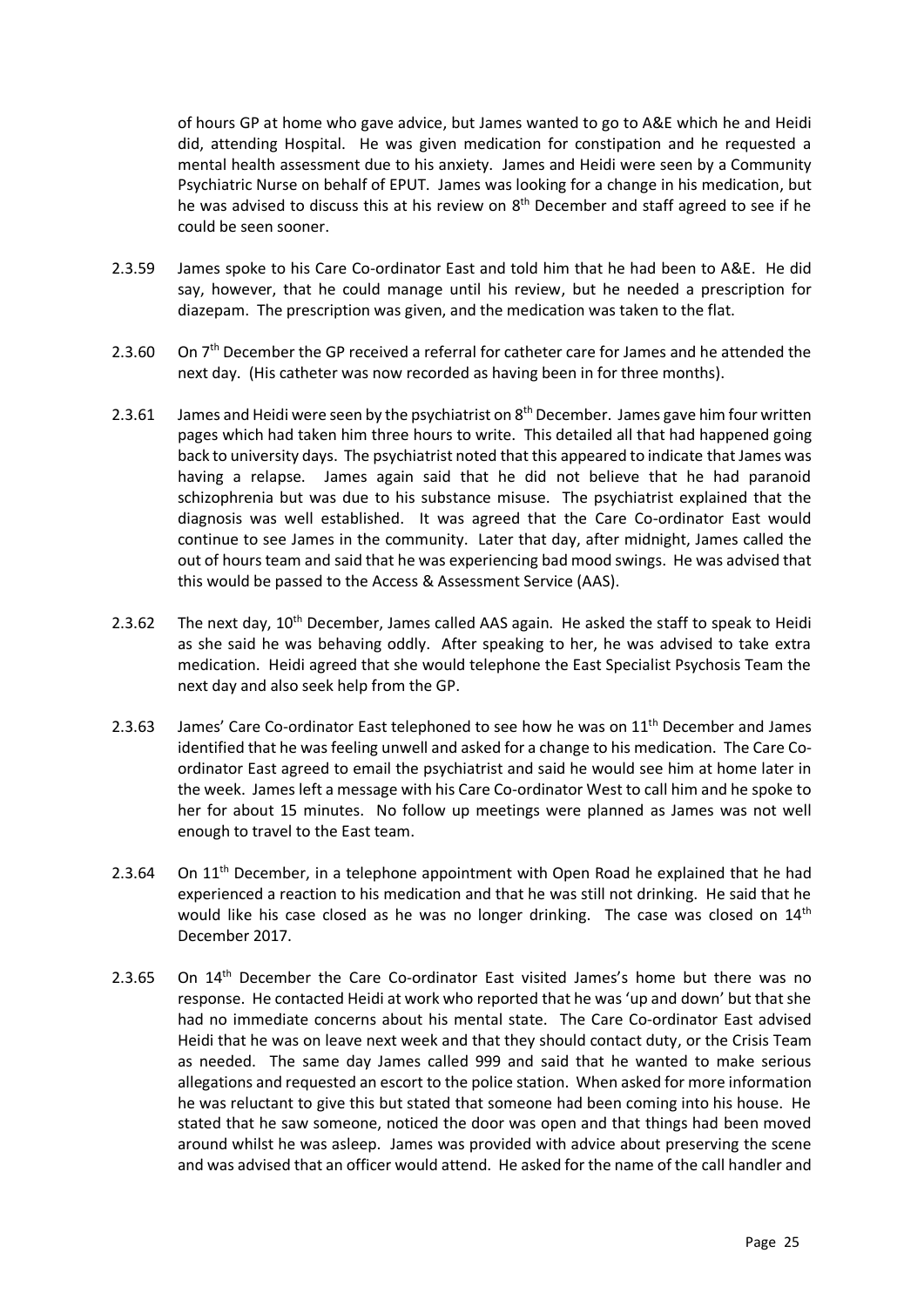of hours GP at home who gave advice, but James wanted to go to A&E which he and Heidi did, attending Hospital. He was given medication for constipation and he requested a mental health assessment due to his anxiety. James and Heidi were seen by a Community Psychiatric Nurse on behalf of EPUT. James was looking for a change in his medication, but he was advised to discuss this at his review on 8th December and staff agreed to see if he could be seen sooner.

2.3.59 James spoke to his Care Co-ordinator East and told him that he had been to A&E. He did say, however, that he could manage until his review, but he needed a prescription for diazepam. The prescription was given, and the medication was taken to the flat.

2.3.60 On 7th December the GP received a referral for catheter care for James and he attended the next day. (His catheter was now recorded as having been in for three months).

2.3.61 James and Heidi were seen by the psychiatrist on 8th December. James gave him four written pages which had taken him three hours to write. This detailed all that had happened going back to university days. The psychiatrist noted that this appeared to indicate that James was having a relapse. James again said that he did not believe that he had paranoid schizophrenia but was due to his substance misuse. The psychiatrist explained that the diagnosis was well established. It was agreed that the Care Co-ordinator East would continue to see James in the community. Later that day, after midnight, James called the out of hours team and said that he was experiencing bad mood swings. He was advised that this would be passed to the Access & Assessment Service (AAS).

2.3.62 The next day, 10th December, James called AAS again. He asked the staff to speak to Heidi as she said he was behaving oddly. After speaking to her, he was advised to take extra medication. Heidi agreed that she would telephone the East Specialist Psychosis Team the next day and also seek help from the GP.

2.3.63 James' Care Co-ordinator East telephoned to see how he was on 11th December and James identified that he was feeling unwell and asked for a change to his medication. The Care Co-ordinator East agreed to email the psychiatrist and said he would see him at home later in the week. James left a message with his Care Co-ordinator West to call him and he spoke to her for about 15 minutes. No follow up meetings were planned as James was not well enough to travel to the East team.

2.3.64 On 11th December, in a telephone appointment with Open Road he explained that he had experienced a reaction to his medication and that he was still not drinking. He said that he would like his case closed as he was no longer drinking. The case was closed on 14th December 2017.

2.3.65 On 14th December the Care Co-ordinator East visited James's home but there was no response. He contacted Heidi at work who reported that he was 'up and down' but that she had no immediate concerns about his mental state. The Care Co-ordinator East advised Heidi that he was on leave next week and that they should contact duty, or the Crisis Team as needed. The same day James called 999 and said that he wanted to make serious allegations and requested an escort to the police station. When asked for more information he was reluctant to give this but stated that someone had been coming into his house. He stated that he saw someone, noticed the door was open and that things had been moved around whilst he was asleep. James was provided with advice about preserving the scene and was advised that an officer would attend. He asked for the name of the call handler and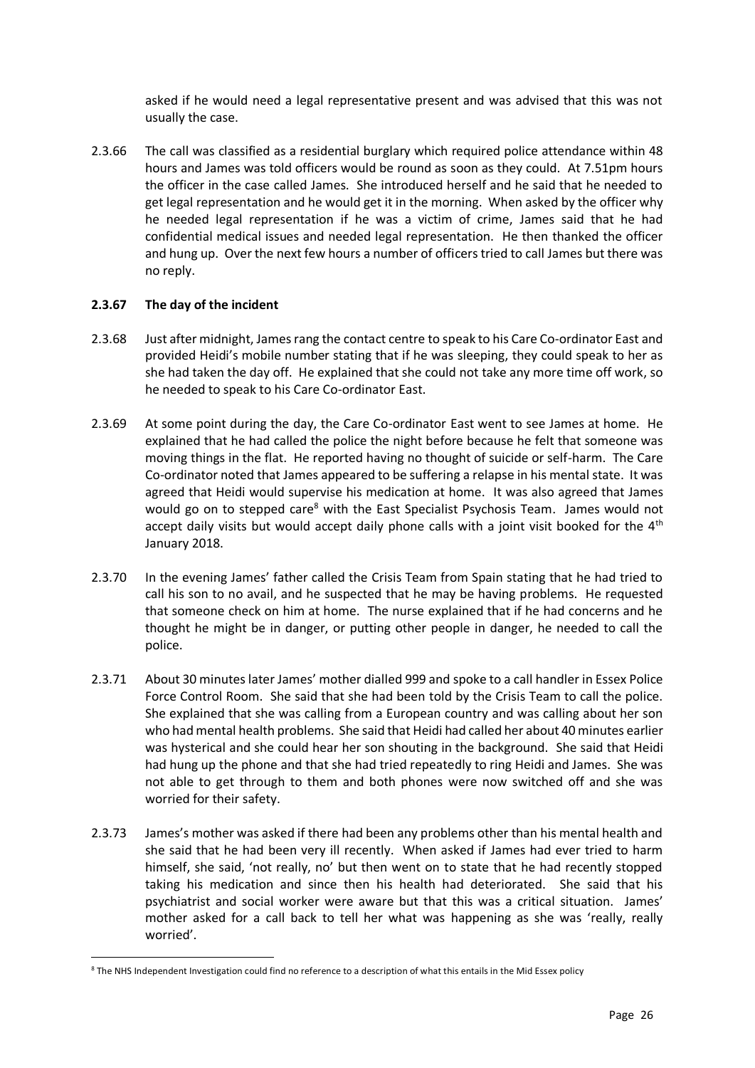asked if he would need a legal representative present and was advised that this was not usually the case.

2.3.66 The call was classified as a residential burglary which required police attendance within 48 hours and James was told officers would be round as soon as they could. At 7.51pm hours the officer in the case called James. She introduced herself and he said that he needed to get legal representation and he would get it in the morning. When asked by the officer why he needed legal representation if he was a victim of crime, James said that he had confidential medical issues and needed legal representation. He then thanked the officer and hung up. Over the next few hours a number of officers tried to call James but there was no reply.

**2.3.67 The day of the incident**

2.3.68 Just after midnight, James rang the contact centre to speak to his Care Co-ordinator East and provided Heidi's mobile number stating that if he was sleeping, they could speak to her as she had taken the day off. He explained that she could not take any more time off work, so he needed to speak to his Care Co-ordinator East.

2.3.69 At some point during the day, the Care Co-ordinator East went to see James at home. He explained that he had called the police the night before because he felt that someone was moving things in the flat. He reported having no thought of suicide or self-harm. The Care Co-ordinator noted that James appeared to be suffering a relapse in his mental state. It was agreed that Heidi would supervise his medication at home. It was also agreed that James would go on to stepped care[8] with the East Specialist Psychosis Team. James would not accept daily visits but would accept daily phone calls with a joint visit booked for the 4th January 2018.

2.3.70 In the evening James' father called the Crisis Team from Spain stating that he had tried to call his son to no avail, and he suspected that he may be having problems. He requested that someone check on him at home. The nurse explained that if he had concerns and he thought he might be in danger, or putting other people in danger, he needed to call the police.

2.3.71 About 30 minutes later James' mother dialled 999 and spoke to a call handler in Essex Police Force Control Room. She said that she had been told by the Crisis Team to call the police. She explained that she was calling from a European country and was calling about her son who had mental health problems. She said that Heidi had called her about 40 minutes earlier was hysterical and she could hear her son shouting in the background. She said that Heidi had hung up the phone and that she had tried repeatedly to ring Heidi and James. She was not able to get through to them and both phones were now switched off and she was worried for their safety.

2.3.73 James's mother was asked if there had been any problems other than his mental health and she said that he had been very ill recently. When asked if James had ever tried to harm himself, she said, 'not really, no' but then went on to state that he had recently stopped taking his medication and since then his health had deteriorated. She said that his psychiatrist and social worker were aware but that this was a critical situation. James' mother asked for a call back to tell her what was happening as she was 'really, really worried'.

[8] The NHS Independent Investigation could find no reference to a description of what this entails in the Mid Essex policy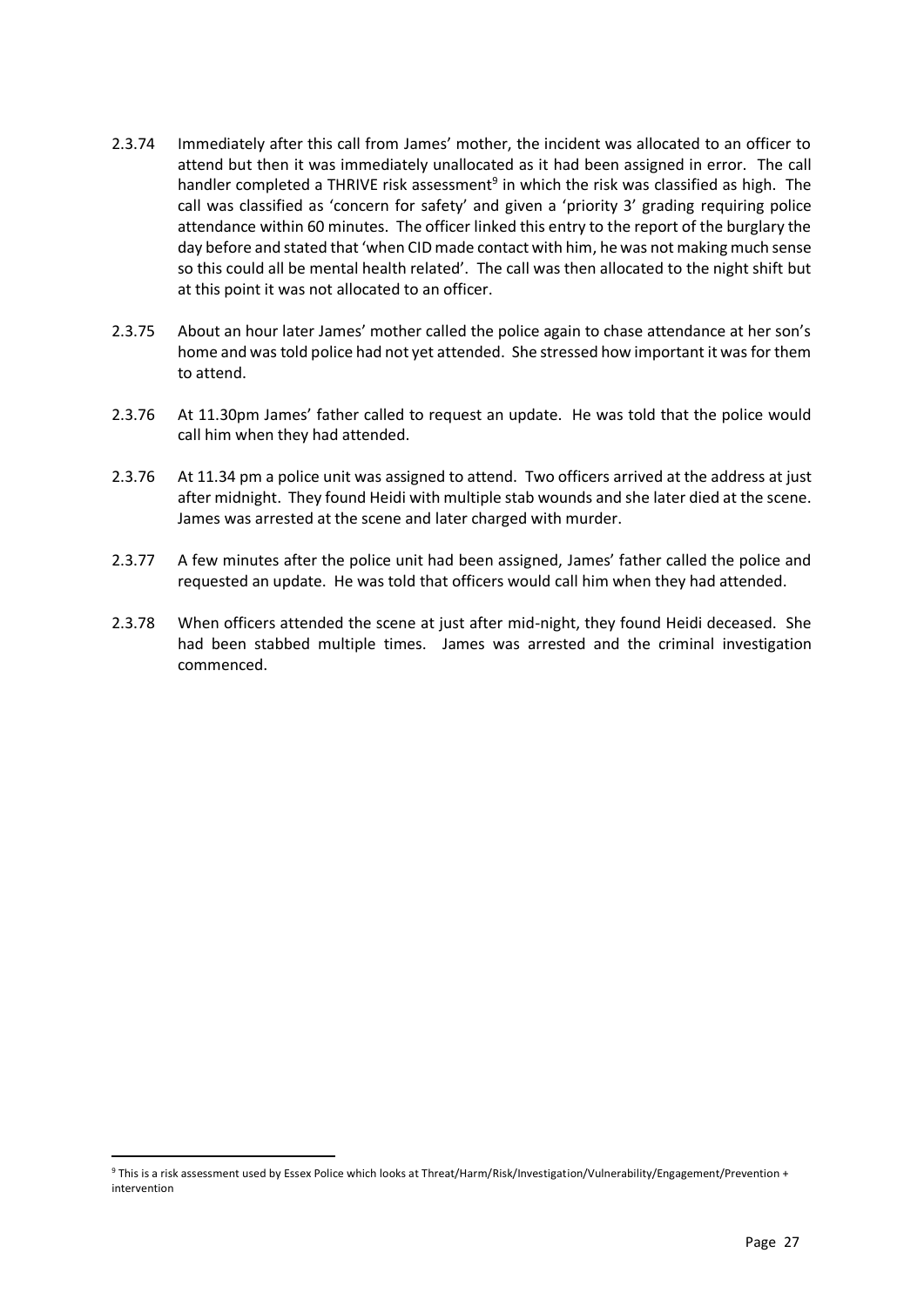2.3.74 Immediately after this call from James' mother, the incident was allocated to an officer to attend but then it was immediately unallocated as it had been assigned in error. The call handler completed a THRIVE risk assessment[9] in which the risk was classified as high. The call was classified as 'concern for safety' and given a 'priority 3' grading requiring police attendance within 60 minutes. The officer linked this entry to the report of the burglary the day before and stated that 'when CID made contact with him, he was not making much sense so this could all be mental health related'. The call was then allocated to the night shift but at this point it was not allocated to an officer.

2.3.75 About an hour later James' mother called the police again to chase attendance at her son's home and was told police had not yet attended. She stressed how important it was for them to attend.

2.3.76 At 11.30pm James' father called to request an update. He was told that the police would call him when they had attended.

2.3.76 At 11.34 pm a police unit was assigned to attend. Two officers arrived at the address at just after midnight. They found Heidi with multiple stab wounds and she later died at the scene. James was arrested at the scene and later charged with murder.

2.3.77 A few minutes after the police unit had been assigned, James' father called the police and requested an update. He was told that officers would call him when they had attended.

2.3.78 When officers attended the scene at just after mid-night, they found Heidi deceased. She had been stabbed multiple times. James was arrested and the criminal investigation commenced.

[9] This is a risk assessment used by Essex Police which looks at Threat/Harm/Risk/Investigation/Vulnerability/Engagement/Prevention + intervention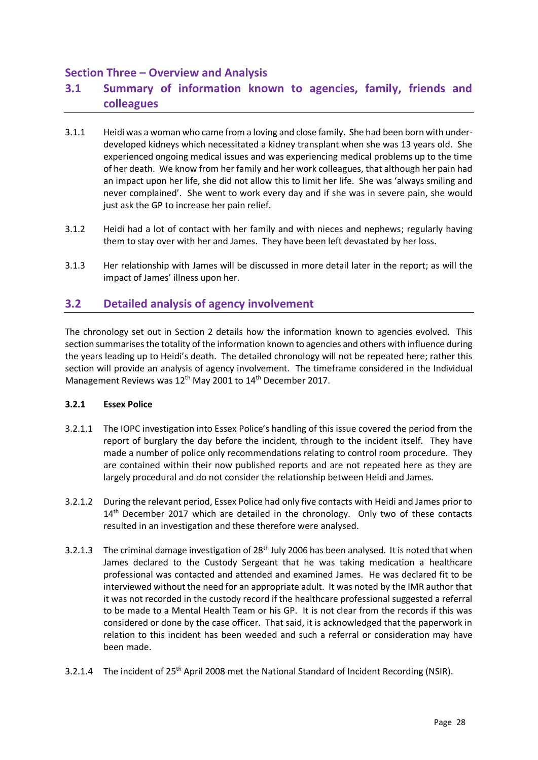## Section Three – Overview and Analysis

### 3.1 Summary of information known to agencies, family, friends and colleagues

3.1.1 Heidi was a woman who came from a loving and close family. She had been born with under-developed kidneys which necessitated a kidney transplant when she was 13 years old. She experienced ongoing medical issues and was experiencing medical problems up to the time of her death. We know from her family and her work colleagues, that although her pain had an impact upon her life, she did not allow this to limit her life. She was 'always smiling and never complained'. She went to work every day and if she was in severe pain, she would just ask the GP to increase her pain relief.

3.1.2 Heidi had a lot of contact with her family and with nieces and nephews; regularly having them to stay over with her and James. They have been left devastated by her loss.

3.1.3 Her relationship with James will be discussed in more detail later in the report; as will the impact of James' illness upon her.

### 3.2 Detailed analysis of agency involvement

The chronology set out in Section 2 details how the information known to agencies evolved. This section summarises the totality of the information known to agencies and others with influence during the years leading up to Heidi's death. The detailed chronology will not be repeated here; rather this section will provide an analysis of agency involvement. The timeframe considered in the Individual Management Reviews was 12th May 2001 to 14th December 2017.

#### 3.2.1 Essex Police

3.2.1.1 The IOPC investigation into Essex Police's handling of this issue covered the period from the report of burglary the day before the incident, through to the incident itself. They have made a number of police only recommendations relating to control room procedure. They are contained within their now published reports and are not repeated here as they are largely procedural and do not consider the relationship between Heidi and James.

3.2.1.2 During the relevant period, Essex Police had only five contacts with Heidi and James prior to 14th December 2017 which are detailed in the chronology. Only two of these contacts resulted in an investigation and these therefore were analysed.

3.2.1.3 The criminal damage investigation of 28th July 2006 has been analysed. It is noted that when James declared to the Custody Sergeant that he was taking medication a healthcare professional was contacted and attended and examined James. He was declared fit to be interviewed without the need for an appropriate adult. It was noted by the IMR author that it was not recorded in the custody record if the healthcare professional suggested a referral to be made to a Mental Health Team or his GP. It is not clear from the records if this was considered or done by the case officer. That said, it is acknowledged that the paperwork in relation to this incident has been weeded and such a referral or consideration may have been made.

3.2.1.4 The incident of 25th April 2008 met the National Standard of Incident Recording (NSIR).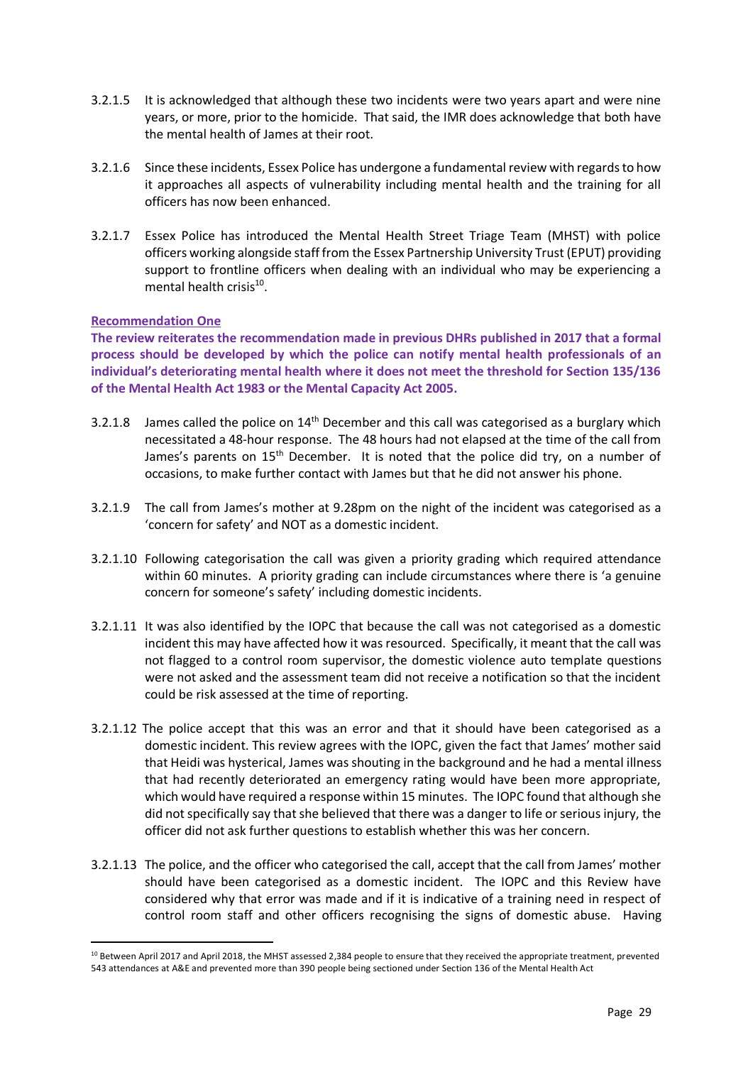3.2.1.5 It is acknowledged that although these two incidents were two years apart and were nine years, or more, prior to the homicide. That said, the IMR does acknowledge that both have the mental health of James at their root.

3.2.1.6 Since these incidents, Essex Police has undergone a fundamental review with regards to how it approaches all aspects of vulnerability including mental health and the training for all officers has now been enhanced.

3.2.1.7 Essex Police has introduced the Mental Health Street Triage Team (MHST) with police officers working alongside staff from the Essex Partnership University Trust (EPUT) providing support to frontline officers when dealing with an individual who may be experiencing a mental health crisis[10].

**Recommendation One**

**The review reiterates the recommendation made in previous DHRs published in 2017 that a formal process should be developed by which the police can notify mental health professionals of an individual's deteriorating mental health where it does not meet the threshold for Section 135/136 of the Mental Health Act 1983 or the Mental Capacity Act 2005.**

3.2.1.8 James called the police on 14th December and this call was categorised as a burglary which necessitated a 48-hour response. The 48 hours had not elapsed at the time of the call from James's parents on 15th December. It is noted that the police did try, on a number of occasions, to make further contact with James but that he did not answer his phone.

3.2.1.9 The call from James's mother at 9.28pm on the night of the incident was categorised as a 'concern for safety' and NOT as a domestic incident.

3.2.1.10 Following categorisation the call was given a priority grading which required attendance within 60 minutes. A priority grading can include circumstances where there is 'a genuine concern for someone's safety' including domestic incidents.

3.2.1.11 It was also identified by the IOPC that because the call was not categorised as a domestic incident this may have affected how it was resourced. Specifically, it meant that the call was not flagged to a control room supervisor, the domestic violence auto template questions were not asked and the assessment team did not receive a notification so that the incident could be risk assessed at the time of reporting.

3.2.1.12 The police accept that this was an error and that it should have been categorised as a domestic incident. This review agrees with the IOPC, given the fact that James' mother said that Heidi was hysterical, James was shouting in the background and he had a mental illness that had recently deteriorated an emergency rating would have been more appropriate, which would have required a response within 15 minutes. The IOPC found that although she did not specifically say that she believed that there was a danger to life or serious injury, the officer did not ask further questions to establish whether this was her concern.

3.2.1.13 The police, and the officer who categorised the call, accept that the call from James' mother should have been categorised as a domestic incident. The IOPC and this Review have considered why that error was made and if it is indicative of a training need in respect of control room staff and other officers recognising the signs of domestic abuse. Having

---

[10] Between April 2017 and April 2018, the MHST assessed 2,384 people to ensure that they received the appropriate treatment, prevented 543 attendances at A&E and prevented more than 390 people being sectioned under Section 136 of the Mental Health Act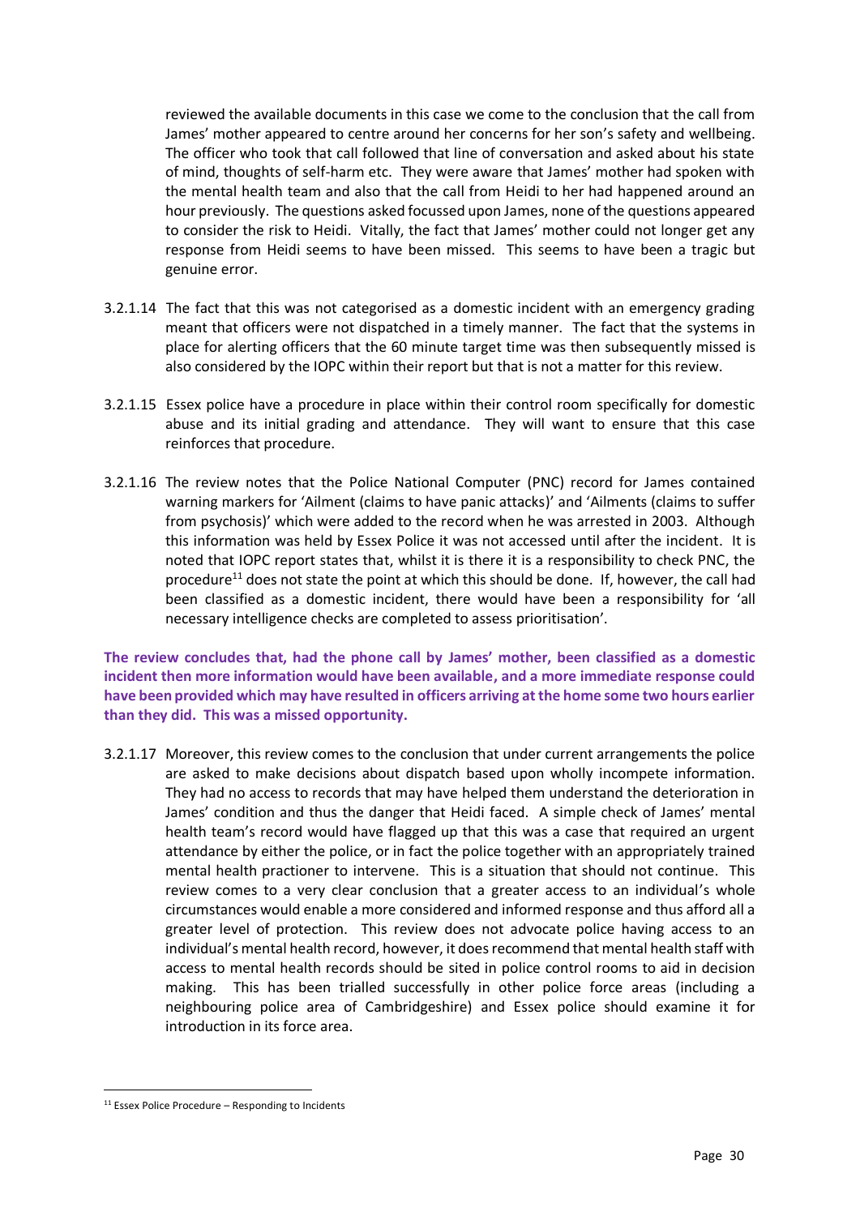reviewed the available documents in this case we come to the conclusion that the call from James' mother appeared to centre around her concerns for her son's safety and wellbeing. The officer who took that call followed that line of conversation and asked about his state of mind, thoughts of self-harm etc. They were aware that James' mother had spoken with the mental health team and also that the call from Heidi to her had happened around an hour previously. The questions asked focussed upon James, none of the questions appeared to consider the risk to Heidi. Vitally, the fact that James' mother could not longer get any response from Heidi seems to have been missed. This seems to have been a tragic but genuine error.

3.2.1.14 The fact that this was not categorised as a domestic incident with an emergency grading meant that officers were not dispatched in a timely manner. The fact that the systems in place for alerting officers that the 60 minute target time was then subsequently missed is also considered by the IOPC within their report but that is not a matter for this review.

3.2.1.15 Essex police have a procedure in place within their control room specifically for domestic abuse and its initial grading and attendance. They will want to ensure that this case reinforces that procedure.

3.2.1.16 The review notes that the Police National Computer (PNC) record for James contained warning markers for 'Ailment (claims to have panic attacks)' and 'Ailments (claims to suffer from psychosis)' which were added to the record when he was arrested in 2003. Although this information was held by Essex Police it was not accessed until after the incident. It is noted that IOPC report states that, whilst it is there it is a responsibility to check PNC, the procedure[11] does not state the point at which this should be done. If, however, the call had been classified as a domestic incident, there would have been a responsibility for 'all necessary intelligence checks are completed to assess prioritisation'.

**The review concludes that, had the phone call by James' mother, been classified as a domestic incident then more information would have been available, and a more immediate response could have been provided which may have resulted in officers arriving at the home some two hours earlier than they did. This was a missed opportunity.**

3.2.1.17 Moreover, this review comes to the conclusion that under current arrangements the police are asked to make decisions about dispatch based upon wholly incompete information. They had no access to records that may have helped them understand the deterioration in James' condition and thus the danger that Heidi faced. A simple check of James' mental health team's record would have flagged up that this was a case that required an urgent attendance by either the police, or in fact the police together with an appropriately trained mental health practioner to intervene. This is a situation that should not continue. This review comes to a very clear conclusion that a greater access to an individual's whole circumstances would enable a more considered and informed response and thus afford all a greater level of protection. This review does not advocate police having access to an individual's mental health record, however, it does recommend that mental health staff with access to mental health records should be sited in police control rooms to aid in decision making. This has been trialled successfully in other police force areas (including a neighbouring police area of Cambridgeshire) and Essex police should examine it for introduction in its force area.

[11] Essex Police Procedure – Responding to Incidents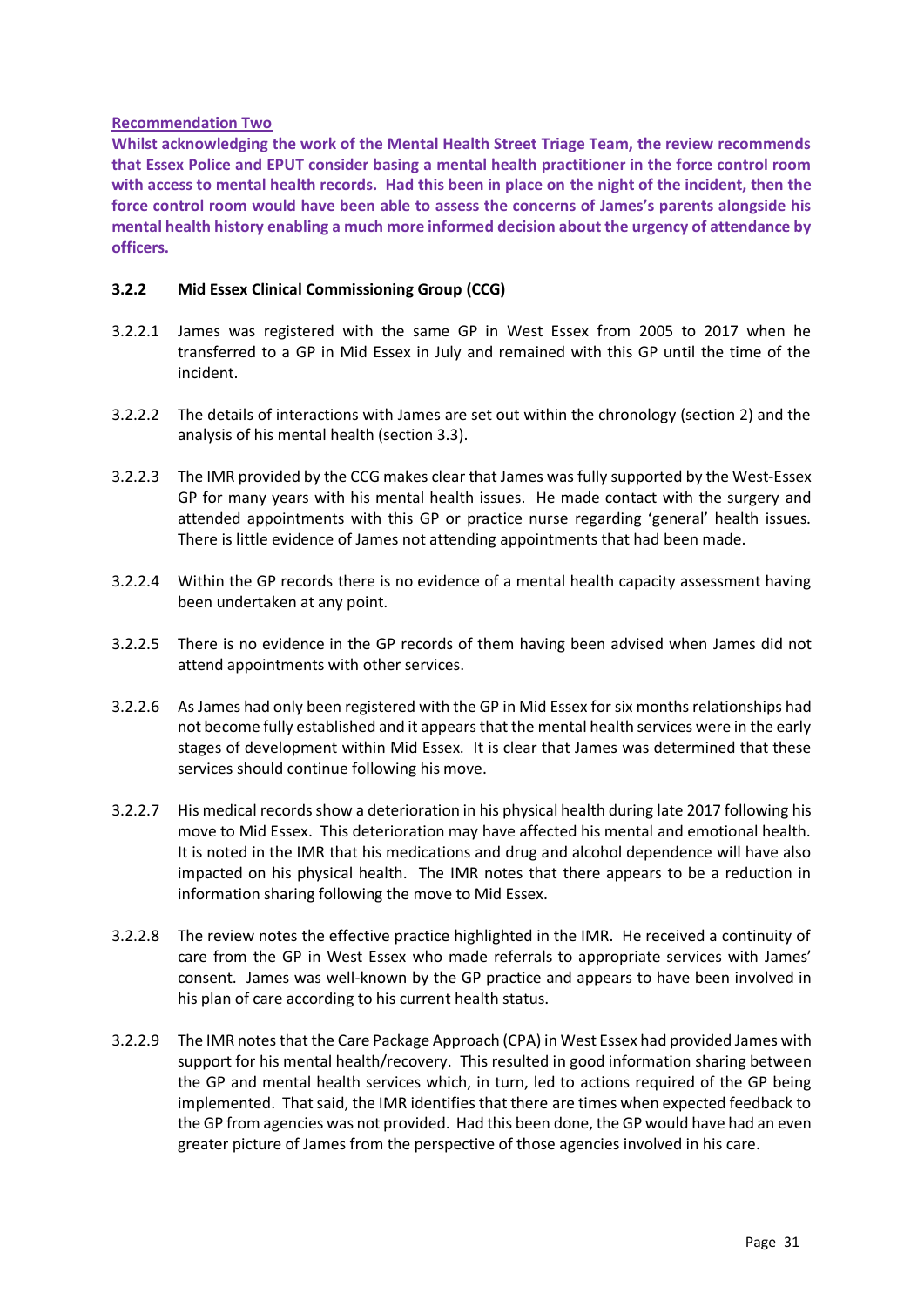**Recommendation Two**

**Whilst acknowledging the work of the Mental Health Street Triage Team, the review recommends that Essex Police and EPUT consider basing a mental health practitioner in the force control room with access to mental health records. Had this been in place on the night of the incident, then the force control room would have been able to assess the concerns of James's parents alongside his mental health history enabling a much more informed decision about the urgency of attendance by officers.**

### 3.2.2 Mid Essex Clinical Commissioning Group (CCG)

3.2.2.1 James was registered with the same GP in West Essex from 2005 to 2017 when he transferred to a GP in Mid Essex in July and remained with this GP until the time of the incident.

3.2.2.2 The details of interactions with James are set out within the chronology (section 2) and the analysis of his mental health (section 3.3).

3.2.2.3 The IMR provided by the CCG makes clear that James was fully supported by the West-Essex GP for many years with his mental health issues. He made contact with the surgery and attended appointments with this GP or practice nurse regarding 'general' health issues. There is little evidence of James not attending appointments that had been made.

3.2.2.4 Within the GP records there is no evidence of a mental health capacity assessment having been undertaken at any point.

3.2.2.5 There is no evidence in the GP records of them having been advised when James did not attend appointments with other services.

3.2.2.6 As James had only been registered with the GP in Mid Essex for six months relationships had not become fully established and it appears that the mental health services were in the early stages of development within Mid Essex. It is clear that James was determined that these services should continue following his move.

3.2.2.7 His medical records show a deterioration in his physical health during late 2017 following his move to Mid Essex. This deterioration may have affected his mental and emotional health. It is noted in the IMR that his medications and drug and alcohol dependence will have also impacted on his physical health. The IMR notes that there appears to be a reduction in information sharing following the move to Mid Essex.

3.2.2.8 The review notes the effective practice highlighted in the IMR. He received a continuity of care from the GP in West Essex who made referrals to appropriate services with James' consent. James was well-known by the GP practice and appears to have been involved in his plan of care according to his current health status.

3.2.2.9 The IMR notes that the Care Package Approach (CPA) in West Essex had provided James with support for his mental health/recovery. This resulted in good information sharing between the GP and mental health services which, in turn, led to actions required of the GP being implemented. That said, the IMR identifies that there are times when expected feedback to the GP from agencies was not provided. Had this been done, the GP would have had an even greater picture of James from the perspective of those agencies involved in his care.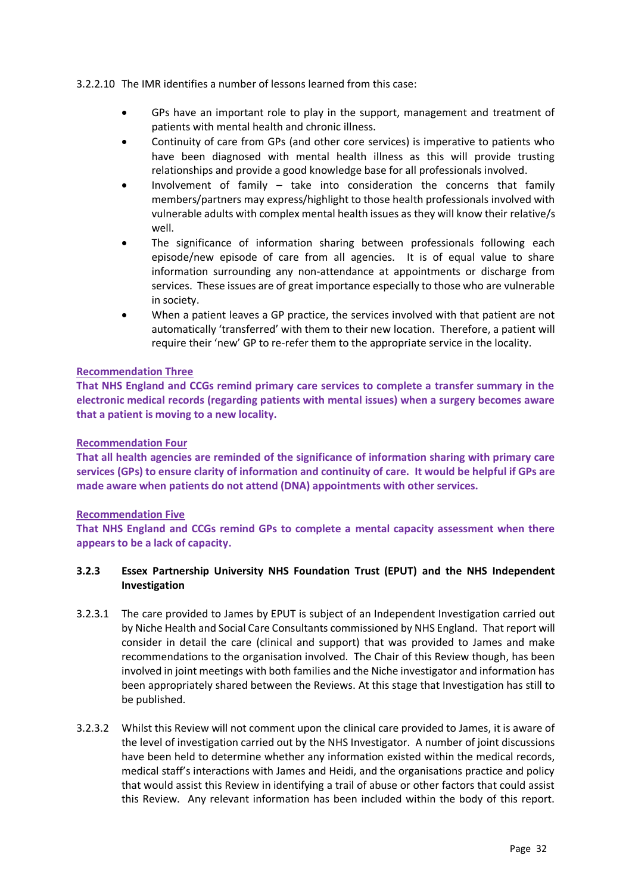3.2.2.10 The IMR identifies a number of lessons learned from this case:

- GPs have an important role to play in the support, management and treatment of patients with mental health and chronic illness.
- Continuity of care from GPs (and other core services) is imperative to patients who have been diagnosed with mental health illness as this will provide trusting relationships and provide a good knowledge base for all professionals involved.
- Involvement of family – take into consideration the concerns that family members/partners may express/highlight to those health professionals involved with vulnerable adults with complex mental health issues as they will know their relative/s well.
- The significance of information sharing between professionals following each episode/new episode of care from all agencies. It is of equal value to share information surrounding any non-attendance at appointments or discharge from services. These issues are of great importance especially to those who are vulnerable in society.
- When a patient leaves a GP practice, the services involved with that patient are not automatically 'transferred' with them to their new location. Therefore, a patient will require their 'new' GP to re-refer them to the appropriate service in the locality.

**Recommendation Three**

**That NHS England and CCGs remind primary care services to complete a transfer summary in the electronic medical records (regarding patients with mental issues) when a surgery becomes aware that a patient is moving to a new locality.**

**Recommendation Four**

**That all health agencies are reminded of the significance of information sharing with primary care services (GPs) to ensure clarity of information and continuity of care. It would be helpful if GPs are made aware when patients do not attend (DNA) appointments with other services.**

**Recommendation Five**

**That NHS England and CCGs remind GPs to complete a mental capacity assessment when there appears to be a lack of capacity.**

### 3.2.3 Essex Partnership University NHS Foundation Trust (EPUT) and the NHS Independent Investigation

3.2.3.1 The care provided to James by EPUT is subject of an Independent Investigation carried out by Niche Health and Social Care Consultants commissioned by NHS England. That report will consider in detail the care (clinical and support) that was provided to James and make recommendations to the organisation involved. The Chair of this Review though, has been involved in joint meetings with both families and the Niche investigator and information has been appropriately shared between the Reviews. At this stage that Investigation has still to be published.

3.2.3.2 Whilst this Review will not comment upon the clinical care provided to James, it is aware of the level of investigation carried out by the NHS Investigator. A number of joint discussions have been held to determine whether any information existed within the medical records, medical staff's interactions with James and Heidi, and the organisations practice and policy that would assist this Review in identifying a trail of abuse or other factors that could assist this Review. Any relevant information has been included within the body of this report.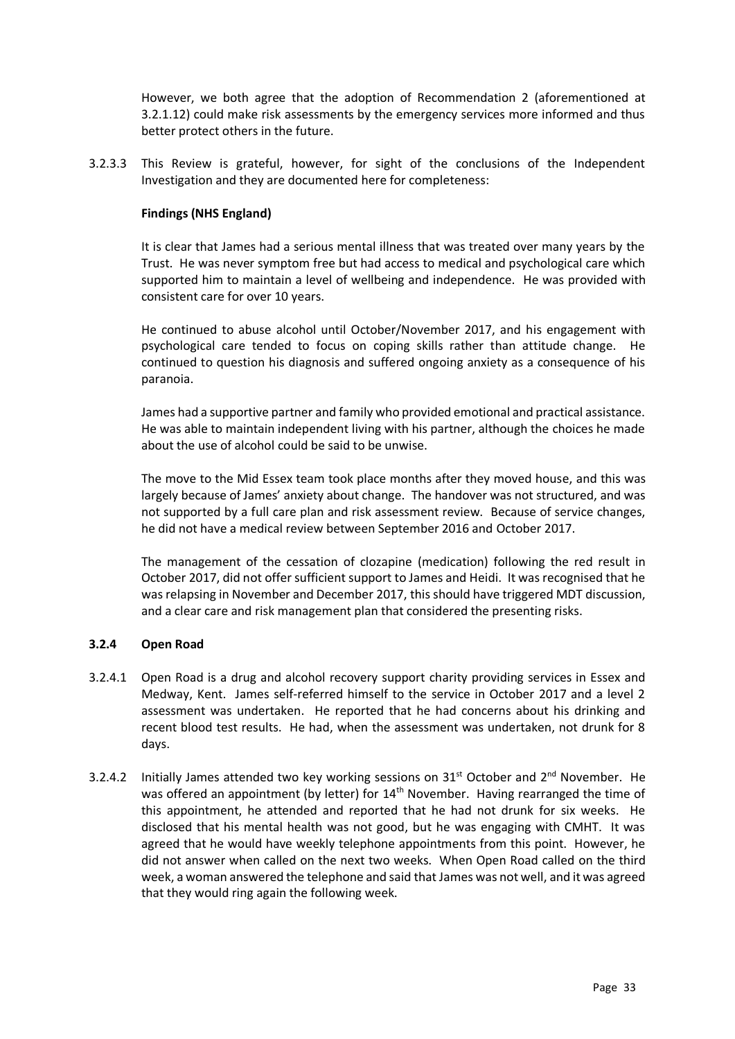However, we both agree that the adoption of Recommendation 2 (aforementioned at 3.2.1.12) could make risk assessments by the emergency services more informed and thus better protect others in the future.

3.2.3.3 This Review is grateful, however, for sight of the conclusions of the Independent Investigation and they are documented here for completeness:

**Findings (NHS England)**

It is clear that James had a serious mental illness that was treated over many years by the Trust. He was never symptom free but had access to medical and psychological care which supported him to maintain a level of wellbeing and independence. He was provided with consistent care for over 10 years.

He continued to abuse alcohol until October/November 2017, and his engagement with psychological care tended to focus on coping skills rather than attitude change. He continued to question his diagnosis and suffered ongoing anxiety as a consequence of his paranoia.

James had a supportive partner and family who provided emotional and practical assistance. He was able to maintain independent living with his partner, although the choices he made about the use of alcohol could be said to be unwise.

The move to the Mid Essex team took place months after they moved house, and this was largely because of James' anxiety about change. The handover was not structured, and was not supported by a full care plan and risk assessment review. Because of service changes, he did not have a medical review between September 2016 and October 2017.

The management of the cessation of clozapine (medication) following the red result in October 2017, did not offer sufficient support to James and Heidi. It was recognised that he was relapsing in November and December 2017, this should have triggered MDT discussion, and a clear care and risk management plan that considered the presenting risks.

### 3.2.4 Open Road

3.2.4.1 Open Road is a drug and alcohol recovery support charity providing services in Essex and Medway, Kent. James self-referred himself to the service in October 2017 and a level 2 assessment was undertaken. He reported that he had concerns about his drinking and recent blood test results. He had, when the assessment was undertaken, not drunk for 8 days.

3.2.4.2 Initially James attended two key working sessions on 31st October and 2nd November. He was offered an appointment (by letter) for 14th November. Having rearranged the time of this appointment, he attended and reported that he had not drunk for six weeks. He disclosed that his mental health was not good, but he was engaging with CMHT. It was agreed that he would have weekly telephone appointments from this point. However, he did not answer when called on the next two weeks. When Open Road called on the third week, a woman answered the telephone and said that James was not well, and it was agreed that they would ring again the following week.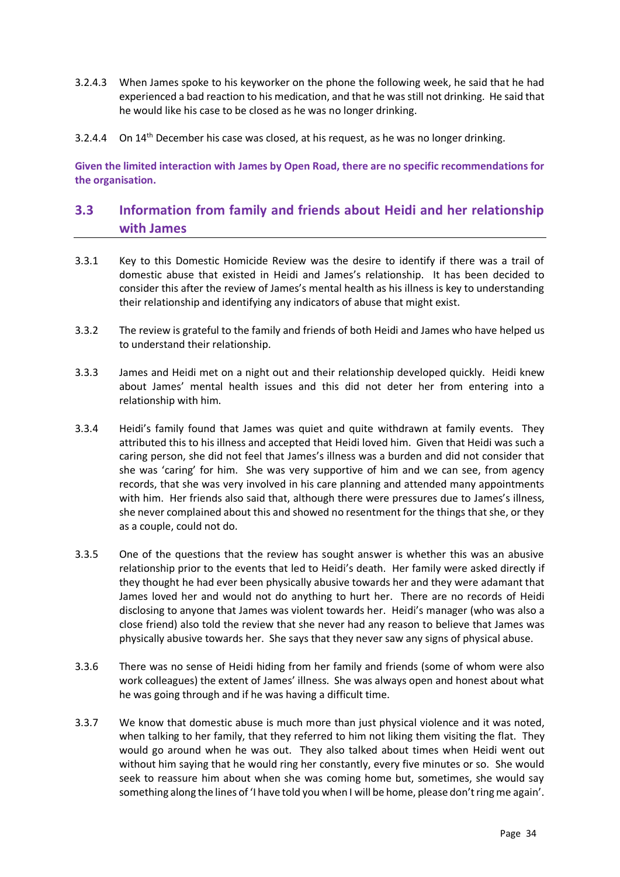3.2.4.3 When James spoke to his keyworker on the phone the following week, he said that he had experienced a bad reaction to his medication, and that he was still not drinking. He said that he would like his case to be closed as he was no longer drinking.

3.2.4.4 On 14th December his case was closed, at his request, as he was no longer drinking.

**Given the limited interaction with James by Open Road, there are no specific recommendations for the organisation.**

## 3.3 Information from family and friends about Heidi and her relationship with James

3.3.1 Key to this Domestic Homicide Review was the desire to identify if there was a trail of domestic abuse that existed in Heidi and James's relationship. It has been decided to consider this after the review of James's mental health as his illness is key to understanding their relationship and identifying any indicators of abuse that might exist.

3.3.2 The review is grateful to the family and friends of both Heidi and James who have helped us to understand their relationship.

3.3.3 James and Heidi met on a night out and their relationship developed quickly. Heidi knew about James' mental health issues and this did not deter her from entering into a relationship with him.

3.3.4 Heidi's family found that James was quiet and quite withdrawn at family events. They attributed this to his illness and accepted that Heidi loved him. Given that Heidi was such a caring person, she did not feel that James's illness was a burden and did not consider that she was 'caring' for him. She was very supportive of him and we can see, from agency records, that she was very involved in his care planning and attended many appointments with him. Her friends also said that, although there were pressures due to James's illness, she never complained about this and showed no resentment for the things that she, or they as a couple, could not do.

3.3.5 One of the questions that the review has sought answer is whether this was an abusive relationship prior to the events that led to Heidi's death. Her family were asked directly if they thought he had ever been physically abusive towards her and they were adamant that James loved her and would not do anything to hurt her. There are no records of Heidi disclosing to anyone that James was violent towards her. Heidi's manager (who was also a close friend) also told the review that she never had any reason to believe that James was physically abusive towards her. She says that they never saw any signs of physical abuse.

3.3.6 There was no sense of Heidi hiding from her family and friends (some of whom were also work colleagues) the extent of James' illness. She was always open and honest about what he was going through and if he was having a difficult time.

3.3.7 We know that domestic abuse is much more than just physical violence and it was noted, when talking to her family, that they referred to him not liking them visiting the flat. They would go around when he was out. They also talked about times when Heidi went out without him saying that he would ring her constantly, every five minutes or so. She would seek to reassure him about when she was coming home but, sometimes, she would say something along the lines of 'I have told you when I will be home, please don't ring me again'.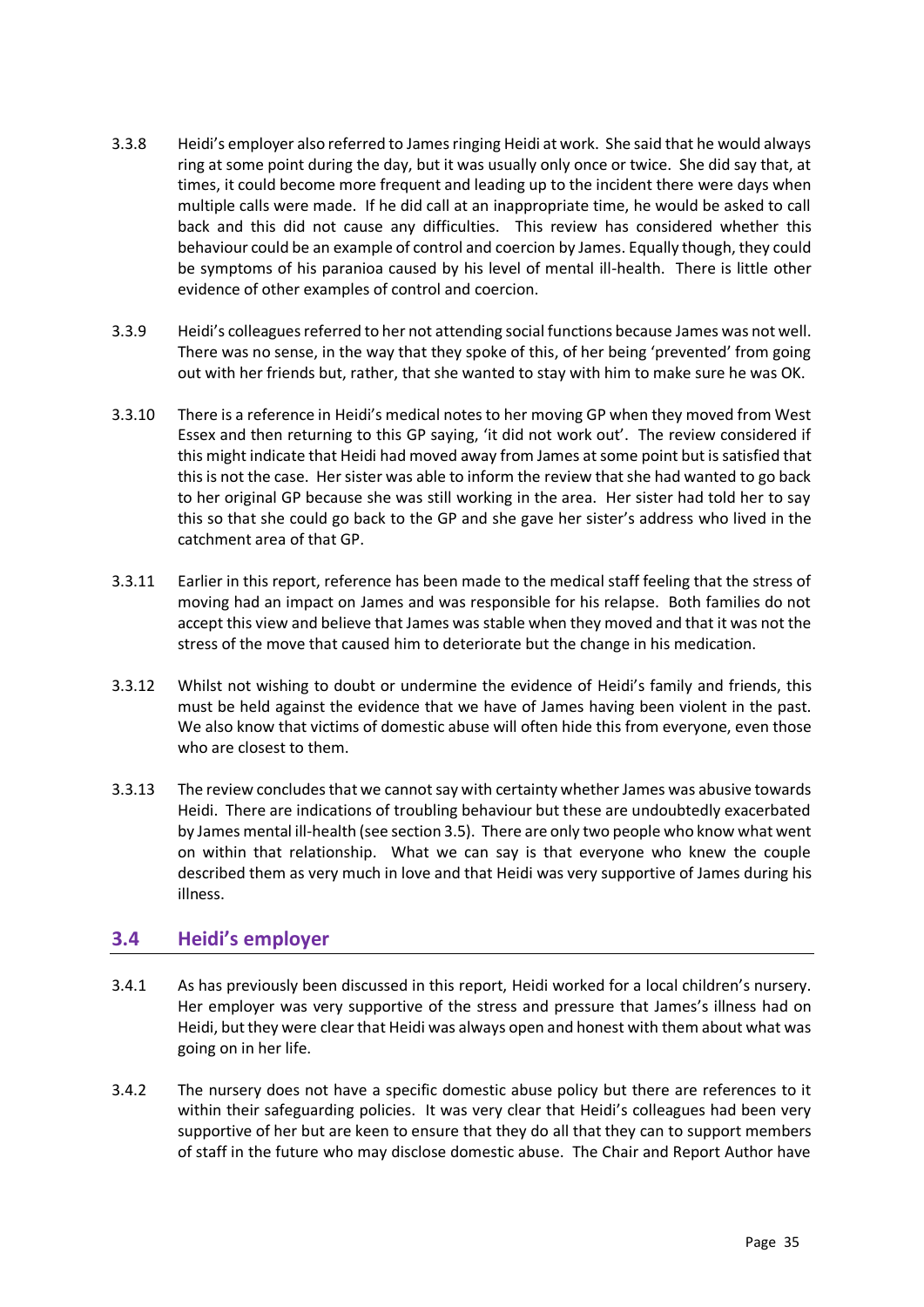3.3.8 Heidi's employer also referred to James ringing Heidi at work. She said that he would always ring at some point during the day, but it was usually only once or twice. She did say that, at times, it could become more frequent and leading up to the incident there were days when multiple calls were made. If he did call at an inappropriate time, he would be asked to call back and this did not cause any difficulties. This review has considered whether this behaviour could be an example of control and coercion by James. Equally though, they could be symptoms of his paranioa caused by his level of mental ill-health. There is little other evidence of other examples of control and coercion.

3.3.9 Heidi's colleagues referred to her not attending social functions because James was not well. There was no sense, in the way that they spoke of this, of her being 'prevented' from going out with her friends but, rather, that she wanted to stay with him to make sure he was OK.

3.3.10 There is a reference in Heidi's medical notes to her moving GP when they moved from West Essex and then returning to this GP saying, 'it did not work out'. The review considered if this might indicate that Heidi had moved away from James at some point but is satisfied that this is not the case. Her sister was able to inform the review that she had wanted to go back to her original GP because she was still working in the area. Her sister had told her to say this so that she could go back to the GP and she gave her sister's address who lived in the catchment area of that GP.

3.3.11 Earlier in this report, reference has been made to the medical staff feeling that the stress of moving had an impact on James and was responsible for his relapse. Both families do not accept this view and believe that James was stable when they moved and that it was not the stress of the move that caused him to deteriorate but the change in his medication.

3.3.12 Whilst not wishing to doubt or undermine the evidence of Heidi's family and friends, this must be held against the evidence that we have of James having been violent in the past. We also know that victims of domestic abuse will often hide this from everyone, even those who are closest to them.

3.3.13 The review concludes that we cannot say with certainty whether James was abusive towards Heidi. There are indications of troubling behaviour but these are undoubtedly exacerbated by James mental ill-health (see section 3.5). There are only two people who know what went on within that relationship. What we can say is that everyone who knew the couple described them as very much in love and that Heidi was very supportive of James during his illness.

## 3.4 Heidi's employer

3.4.1 As has previously been discussed in this report, Heidi worked for a local children's nursery. Her employer was very supportive of the stress and pressure that James's illness had on Heidi, but they were clear that Heidi was always open and honest with them about what was going on in her life.

3.4.2 The nursery does not have a specific domestic abuse policy but there are references to it within their safeguarding policies. It was very clear that Heidi's colleagues had been very supportive of her but are keen to ensure that they do all that they can to support members of staff in the future who may disclose domestic abuse. The Chair and Report Author have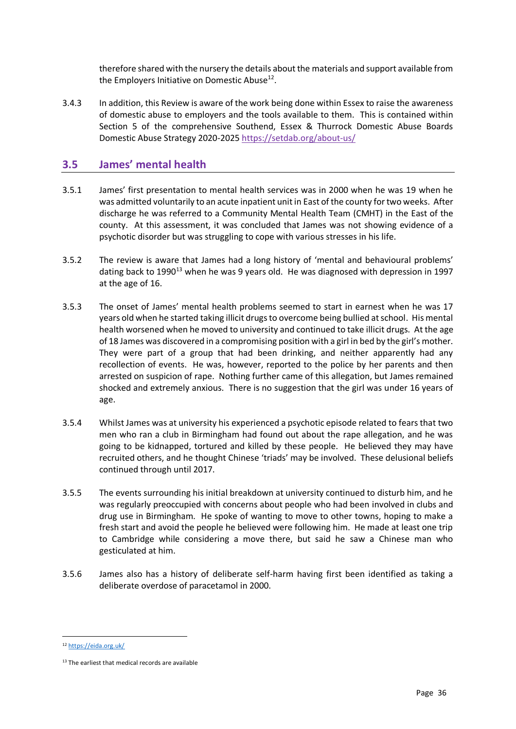therefore shared with the nursery the details about the materials and support available from the Employers Initiative on Domestic Abuse[12].

3.4.3 In addition, this Review is aware of the work being done within Essex to raise the awareness of domestic abuse to employers and the tools available to them. This is contained within Section 5 of the comprehensive Southend, Essex & Thurrock Domestic Abuse Boards Domestic Abuse Strategy 2020-2025 https://setdab.org/about-us/

## 3.5 James' mental health

3.5.1 James' first presentation to mental health services was in 2000 when he was 19 when he was admitted voluntarily to an acute inpatient unit in East of the county for two weeks. After discharge he was referred to a Community Mental Health Team (CMHT) in the East of the county. At this assessment, it was concluded that James was not showing evidence of a psychotic disorder but was struggling to cope with various stresses in his life.

3.5.2 The review is aware that James had a long history of 'mental and behavioural problems' dating back to 1990[13] when he was 9 years old. He was diagnosed with depression in 1997 at the age of 16.

3.5.3 The onset of James' mental health problems seemed to start in earnest when he was 17 years old when he started taking illicit drugs to overcome being bullied at school. His mental health worsened when he moved to university and continued to take illicit drugs. At the age of 18 James was discovered in a compromising position with a girl in bed by the girl's mother. They were part of a group that had been drinking, and neither apparently had any recollection of events. He was, however, reported to the police by her parents and then arrested on suspicion of rape. Nothing further came of this allegation, but James remained shocked and extremely anxious. There is no suggestion that the girl was under 16 years of age.

3.5.4 Whilst James was at university his experienced a psychotic episode related to fears that two men who ran a club in Birmingham had found out about the rape allegation, and he was going to be kidnapped, tortured and killed by these people. He believed they may have recruited others, and he thought Chinese 'triads' may be involved. These delusional beliefs continued through until 2017.

3.5.5 The events surrounding his initial breakdown at university continued to disturb him, and he was regularly preoccupied with concerns about people who had been involved in clubs and drug use in Birmingham. He spoke of wanting to move to other towns, hoping to make a fresh start and avoid the people he believed were following him. He made at least one trip to Cambridge while considering a move there, but said he saw a Chinese man who gesticulated at him.

3.5.6 James also has a history of deliberate self-harm having first been identified as taking a deliberate overdose of paracetamol in 2000.

---

[12] https://eida.org.uk/

[13] The earliest that medical records are available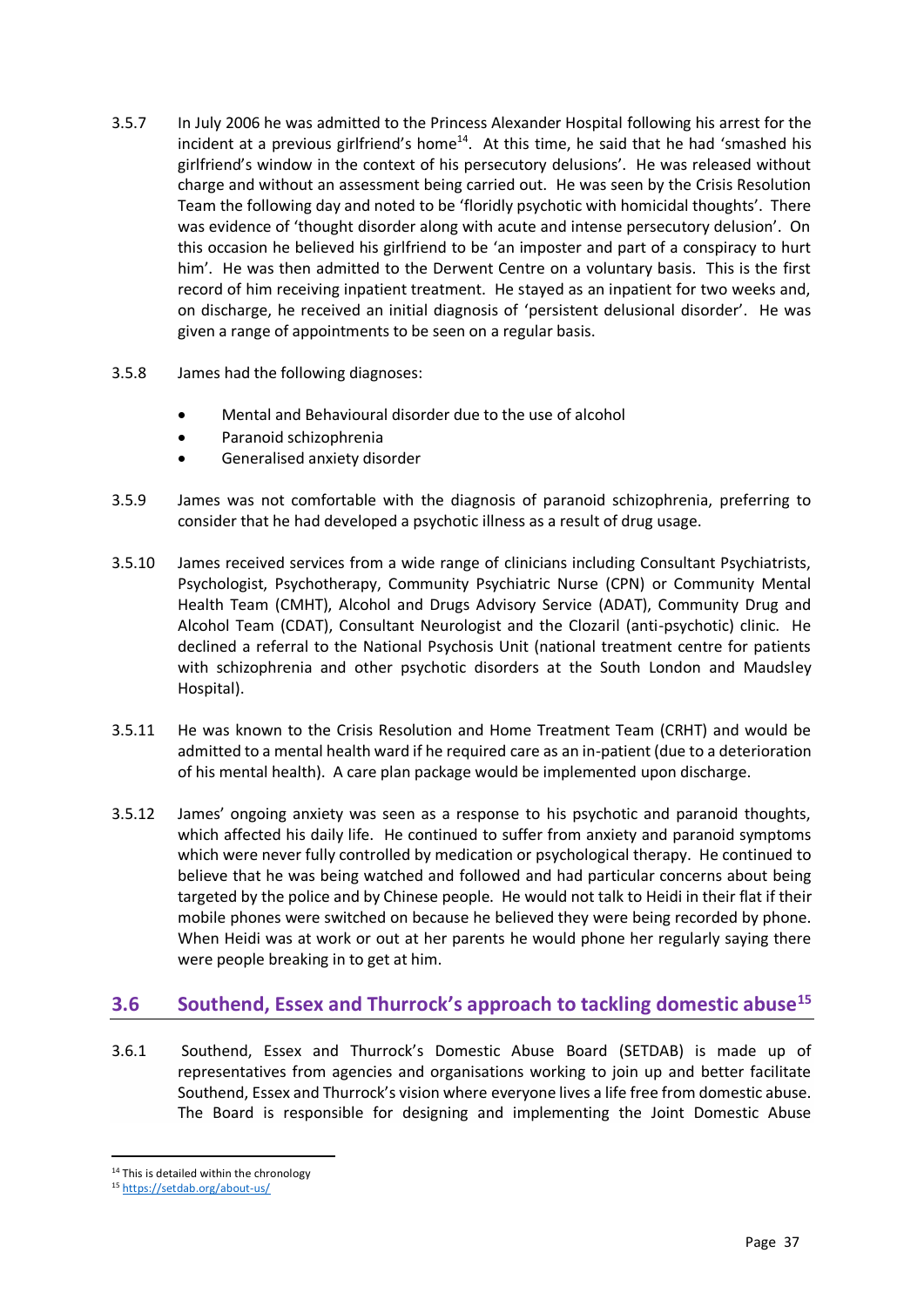3.5.7 In July 2006 he was admitted to the Princess Alexander Hospital following his arrest for the incident at a previous girlfriend's home[14]. At this time, he said that he had 'smashed his girlfriend's window in the context of his persecutory delusions'. He was released without charge and without an assessment being carried out. He was seen by the Crisis Resolution Team the following day and noted to be 'floridly psychotic with homicidal thoughts'. There was evidence of 'thought disorder along with acute and intense persecutory delusion'. On this occasion he believed his girlfriend to be 'an imposter and part of a conspiracy to hurt him'. He was then admitted to the Derwent Centre on a voluntary basis. This is the first record of him receiving inpatient treatment. He stayed as an inpatient for two weeks and, on discharge, he received an initial diagnosis of 'persistent delusional disorder'. He was given a range of appointments to be seen on a regular basis.

3.5.8 James had the following diagnoses:

- Mental and Behavioural disorder due to the use of alcohol
- Paranoid schizophrenia
- Generalised anxiety disorder

3.5.9 James was not comfortable with the diagnosis of paranoid schizophrenia, preferring to consider that he had developed a psychotic illness as a result of drug usage.

3.5.10 James received services from a wide range of clinicians including Consultant Psychiatrists, Psychologist, Psychotherapy, Community Psychiatric Nurse (CPN) or Community Mental Health Team (CMHT), Alcohol and Drugs Advisory Service (ADAT), Community Drug and Alcohol Team (CDAT), Consultant Neurologist and the Clozaril (anti-psychotic) clinic. He declined a referral to the National Psychosis Unit (national treatment centre for patients with schizophrenia and other psychotic disorders at the South London and Maudsley Hospital).

3.5.11 He was known to the Crisis Resolution and Home Treatment Team (CRHT) and would be admitted to a mental health ward if he required care as an in-patient (due to a deterioration of his mental health). A care plan package would be implemented upon discharge.

3.5.12 James' ongoing anxiety was seen as a response to his psychotic and paranoid thoughts, which affected his daily life. He continued to suffer from anxiety and paranoid symptoms which were never fully controlled by medication or psychological therapy. He continued to believe that he was being watched and followed and had particular concerns about being targeted by the police and by Chinese people. He would not talk to Heidi in their flat if their mobile phones were switched on because he believed they were being recorded by phone. When Heidi was at work or out at her parents he would phone her regularly saying there were people breaking in to get at him.

## 3.6 Southend, Essex and Thurrock's approach to tackling domestic abuse[15]

3.6.1 Southend, Essex and Thurrock's Domestic Abuse Board (SETDAB) is made up of representatives from agencies and organisations working to join up and better facilitate Southend, Essex and Thurrock's vision where everyone lives a life free from domestic abuse. The Board is responsible for designing and implementing the Joint Domestic Abuse

[14] This is detailed within the chronology

[15] https://setdab.org/about-us/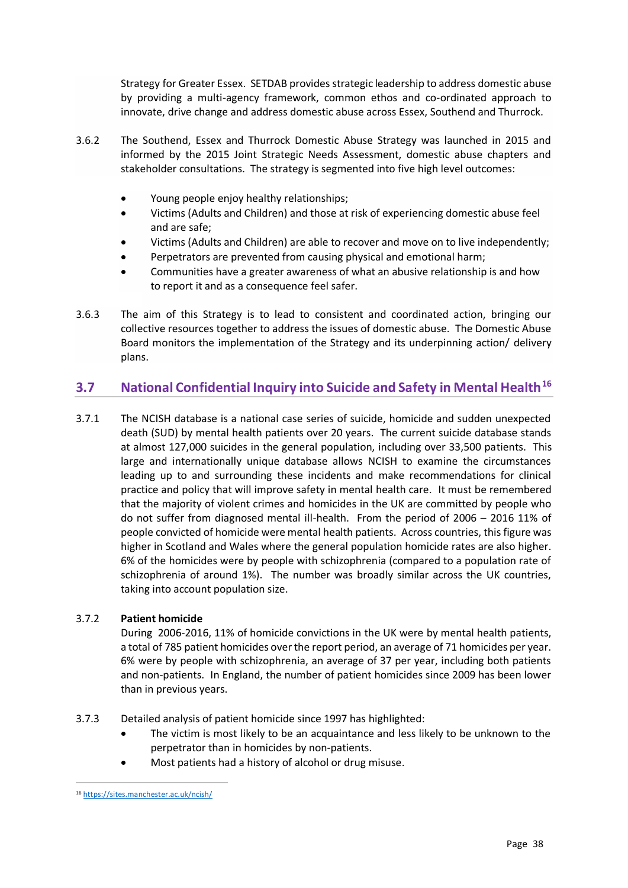Strategy for Greater Essex. SETDAB provides strategic leadership to address domestic abuse by providing a multi-agency framework, common ethos and co-ordinated approach to innovate, drive change and address domestic abuse across Essex, Southend and Thurrock.

3.6.2 The Southend, Essex and Thurrock Domestic Abuse Strategy was launched in 2015 and informed by the 2015 Joint Strategic Needs Assessment, domestic abuse chapters and stakeholder consultations. The strategy is segmented into five high level outcomes:

- Young people enjoy healthy relationships;
- Victims (Adults and Children) and those at risk of experiencing domestic abuse feel and are safe;
- Victims (Adults and Children) are able to recover and move on to live independently;
- Perpetrators are prevented from causing physical and emotional harm;
- Communities have a greater awareness of what an abusive relationship is and how to report it and as a consequence feel safer.

3.6.3 The aim of this Strategy is to lead to consistent and coordinated action, bringing our collective resources together to address the issues of domestic abuse. The Domestic Abuse Board monitors the implementation of the Strategy and its underpinning action/ delivery plans.

## 3.7 National Confidential Inquiry into Suicide and Safety in Mental Health[16]

3.7.1 The NCISH database is a national case series of suicide, homicide and sudden unexpected death (SUD) by mental health patients over 20 years. The current suicide database stands at almost 127,000 suicides in the general population, including over 33,500 patients. This large and internationally unique database allows NCISH to examine the circumstances leading up to and surrounding these incidents and make recommendations for clinical practice and policy that will improve safety in mental health care. It must be remembered that the majority of violent crimes and homicides in the UK are committed by people who do not suffer from diagnosed mental ill-health. From the period of 2006 – 2016 11% of people convicted of homicide were mental health patients. Across countries, this figure was higher in Scotland and Wales where the general population homicide rates are also higher. 6% of the homicides were by people with schizophrenia (compared to a population rate of schizophrenia of around 1%). The number was broadly similar across the UK countries, taking into account population size.

3.7.2 **Patient homicide**

During 2006-2016, 11% of homicide convictions in the UK were by mental health patients, a total of 785 patient homicides over the report period, an average of 71 homicides per year. 6% were by people with schizophrenia, an average of 37 per year, including both patients and non-patients. In England, the number of patient homicides since 2009 has been lower than in previous years.

3.7.3 Detailed analysis of patient homicide since 1997 has highlighted:

- The victim is most likely to be an acquaintance and less likely to be unknown to the perpetrator than in homicides by non-patients.
- Most patients had a history of alcohol or drug misuse.

---

[16] https://sites.manchester.ac.uk/ncish/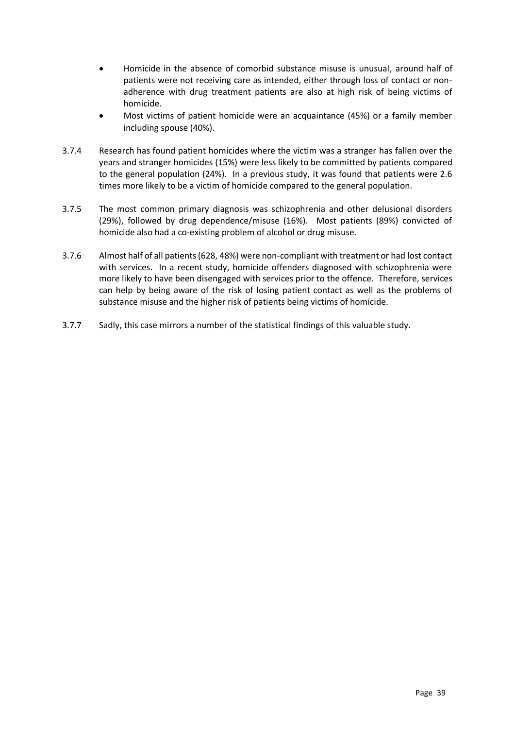- Homicide in the absence of comorbid substance misuse is unusual, around half of patients were not receiving care as intended, either through loss of contact or non-adherence with drug treatment patients are also at high risk of being victims of homicide.
- Most victims of patient homicide were an acquaintance (45%) or a family member including spouse (40%).

3.7.4 Research has found patient homicides where the victim was a stranger has fallen over the years and stranger homicides (15%) were less likely to be committed by patients compared to the general population (24%). In a previous study, it was found that patients were 2.6 times more likely to be a victim of homicide compared to the general population.

3.7.5 The most common primary diagnosis was schizophrenia and other delusional disorders (29%), followed by drug dependence/misuse (16%). Most patients (89%) convicted of homicide also had a co-existing problem of alcohol or drug misuse.

3.7.6 Almost half of all patients (628, 48%) were non-compliant with treatment or had lost contact with services. In a recent study, homicide offenders diagnosed with schizophrenia were more likely to have been disengaged with services prior to the offence. Therefore, services can help by being aware of the risk of losing patient contact as well as the problems of substance misuse and the higher risk of patients being victims of homicide.

3.7.7 Sadly, this case mirrors a number of the statistical findings of this valuable study.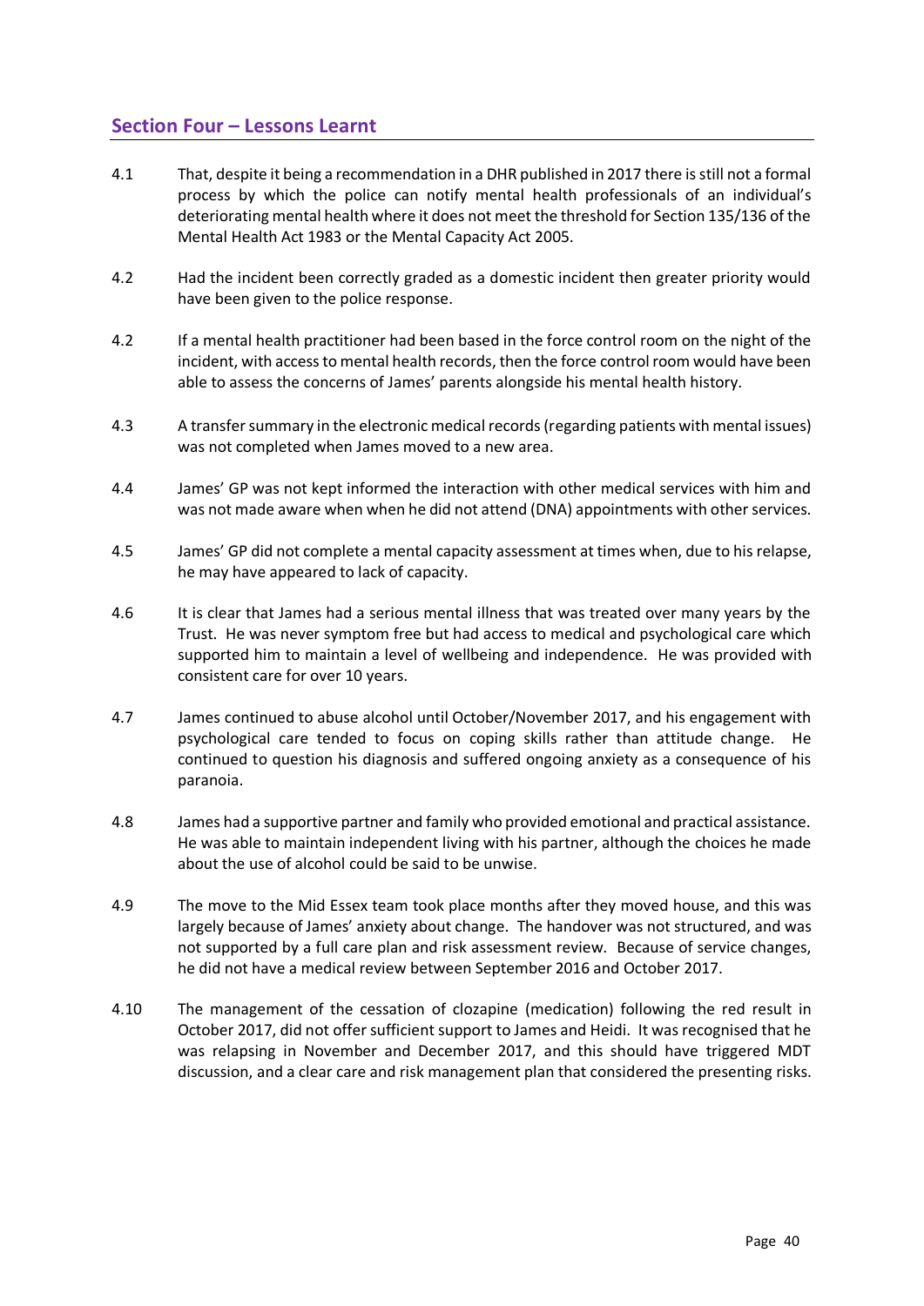## Section Four – Lessons Learnt

4.1 That, despite it being a recommendation in a DHR published in 2017 there is still not a formal process by which the police can notify mental health professionals of an individual's deteriorating mental health where it does not meet the threshold for Section 135/136 of the Mental Health Act 1983 or the Mental Capacity Act 2005.

4.2 Had the incident been correctly graded as a domestic incident then greater priority would have been given to the police response.

4.2 If a mental health practitioner had been based in the force control room on the night of the incident, with access to mental health records, then the force control room would have been able to assess the concerns of James' parents alongside his mental health history.

4.3 A transfer summary in the electronic medical records (regarding patients with mental issues) was not completed when James moved to a new area.

4.4 James' GP was not kept informed the interaction with other medical services with him and was not made aware when when he did not attend (DNA) appointments with other services.

4.5 James' GP did not complete a mental capacity assessment at times when, due to his relapse, he may have appeared to lack of capacity.

4.6 It is clear that James had a serious mental illness that was treated over many years by the Trust. He was never symptom free but had access to medical and psychological care which supported him to maintain a level of wellbeing and independence. He was provided with consistent care for over 10 years.

4.7 James continued to abuse alcohol until October/November 2017, and his engagement with psychological care tended to focus on coping skills rather than attitude change. He continued to question his diagnosis and suffered ongoing anxiety as a consequence of his paranoia.

4.8 James had a supportive partner and family who provided emotional and practical assistance. He was able to maintain independent living with his partner, although the choices he made about the use of alcohol could be said to be unwise.

4.9 The move to the Mid Essex team took place months after they moved house, and this was largely because of James' anxiety about change. The handover was not structured, and was not supported by a full care plan and risk assessment review. Because of service changes, he did not have a medical review between September 2016 and October 2017.

4.10 The management of the cessation of clozapine (medication) following the red result in October 2017, did not offer sufficient support to James and Heidi. It was recognised that he was relapsing in November and December 2017, and this should have triggered MDT discussion, and a clear care and risk management plan that considered the presenting risks.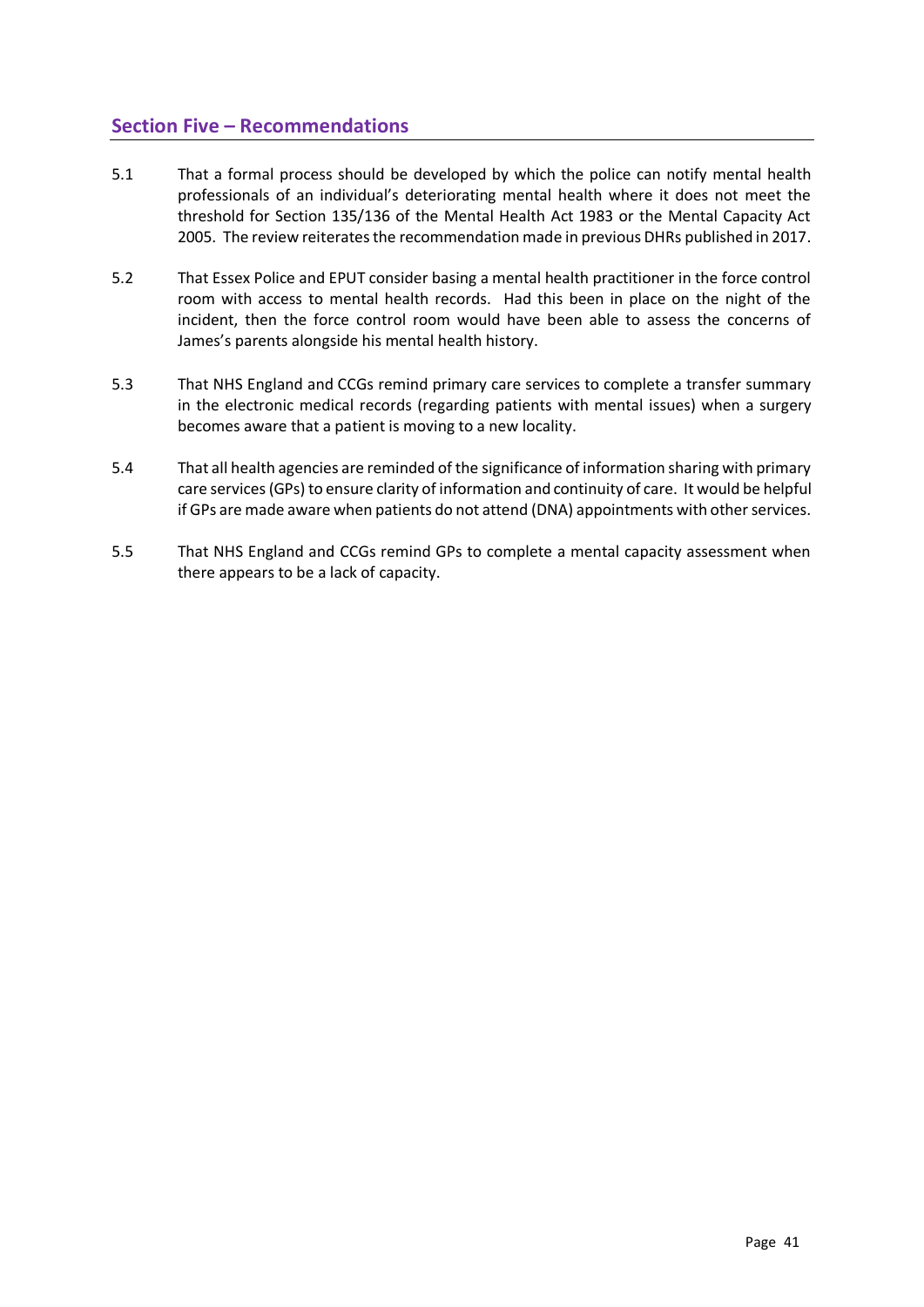## Section Five – Recommendations

5.1 That a formal process should be developed by which the police can notify mental health professionals of an individual's deteriorating mental health where it does not meet the threshold for Section 135/136 of the Mental Health Act 1983 or the Mental Capacity Act 2005. The review reiterates the recommendation made in previous DHRs published in 2017.

5.2 That Essex Police and EPUT consider basing a mental health practitioner in the force control room with access to mental health records. Had this been in place on the night of the incident, then the force control room would have been able to assess the concerns of James's parents alongside his mental health history.

5.3 That NHS England and CCGs remind primary care services to complete a transfer summary in the electronic medical records (regarding patients with mental issues) when a surgery becomes aware that a patient is moving to a new locality.

5.4 That all health agencies are reminded of the significance of information sharing with primary care services (GPs) to ensure clarity of information and continuity of care. It would be helpful if GPs are made aware when patients do not attend (DNA) appointments with other services.

5.5 That NHS England and CCGs remind GPs to complete a mental capacity assessment when there appears to be a lack of capacity.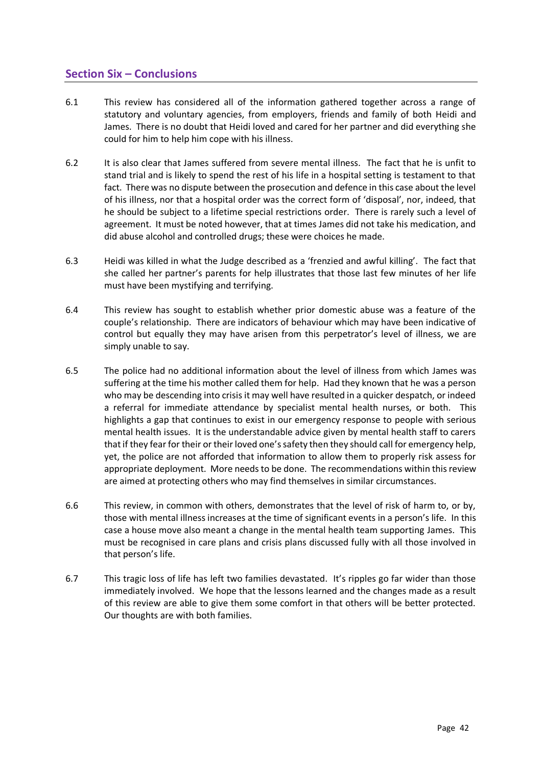## Section Six – Conclusions

6.1 This review has considered all of the information gathered together across a range of statutory and voluntary agencies, from employers, friends and family of both Heidi and James. There is no doubt that Heidi loved and cared for her partner and did everything she could for him to help him cope with his illness.

6.2 It is also clear that James suffered from severe mental illness. The fact that he is unfit to stand trial and is likely to spend the rest of his life in a hospital setting is testament to that fact. There was no dispute between the prosecution and defence in this case about the level of his illness, nor that a hospital order was the correct form of 'disposal', nor, indeed, that he should be subject to a lifetime special restrictions order. There is rarely such a level of agreement. It must be noted however, that at times James did not take his medication, and did abuse alcohol and controlled drugs; these were choices he made.

6.3 Heidi was killed in what the Judge described as a 'frenzied and awful killing'. The fact that she called her partner's parents for help illustrates that those last few minutes of her life must have been mystifying and terrifying.

6.4 This review has sought to establish whether prior domestic abuse was a feature of the couple's relationship. There are indicators of behaviour which may have been indicative of control but equally they may have arisen from this perpetrator's level of illness, we are simply unable to say.

6.5 The police had no additional information about the level of illness from which James was suffering at the time his mother called them for help. Had they known that he was a person who may be descending into crisis it may well have resulted in a quicker despatch, or indeed a referral for immediate attendance by specialist mental health nurses, or both. This highlights a gap that continues to exist in our emergency response to people with serious mental health issues. It is the understandable advice given by mental health staff to carers that if they fear for their or their loved one's safety then they should call for emergency help, yet, the police are not afforded that information to allow them to properly risk assess for appropriate deployment. More needs to be done. The recommendations within this review are aimed at protecting others who may find themselves in similar circumstances.

6.6 This review, in common with others, demonstrates that the level of risk of harm to, or by, those with mental illness increases at the time of significant events in a person's life. In this case a house move also meant a change in the mental health team supporting James. This must be recognised in care plans and crisis plans discussed fully with all those involved in that person's life.

6.7 This tragic loss of life has left two families devastated. It's ripples go far wider than those immediately involved. We hope that the lessons learned and the changes made as a result of this review are able to give them some comfort in that others will be better protected. Our thoughts are with both families.